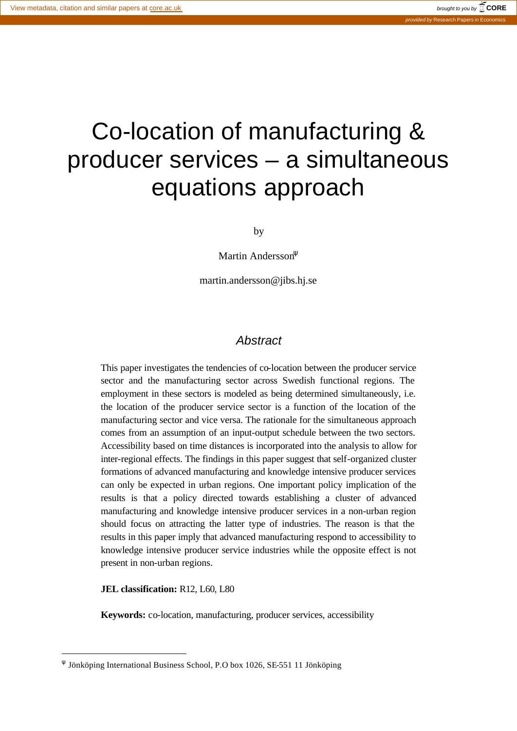# Co-location of manufacturing & producer services – a simultaneous equations approach

by

Martin Andersson[Ψ]

martin.andersson@jibs.hj.se

## *Abstract*

This paper investigates the tendencies of co-location between the producer service sector and the manufacturing sector across Swedish functional regions. The employment in these sectors is modeled as being determined simultaneously, i.e. the location of the producer service sector is a function of the location of the manufacturing sector and vice versa. The rationale for the simultaneous approach comes from an assumption of an input-output schedule between the two sectors. Accessibility based on time distances is incorporated into the analysis to allow for inter-regional effects. The findings in this paper suggest that self-organized cluster formations of advanced manufacturing and knowledge intensive producer services can only be expected in urban regions. One important policy implication of the results is that a policy directed towards establishing a cluster of advanced manufacturing and knowledge intensive producer services in a non-urban region should focus on attracting the latter type of industries. The reason is that the results in this paper imply that advanced manufacturing respond to accessibility to knowledge intensive producer service industries while the opposite effect is not present in non-urban regions.

**JEL classification:** R12, L60, L80

**Keywords:** co-location, manufacturing, producer services, accessibility

---

[Ψ] Jönköping International Business School, P.O box 1026, SE-551 11 Jönköping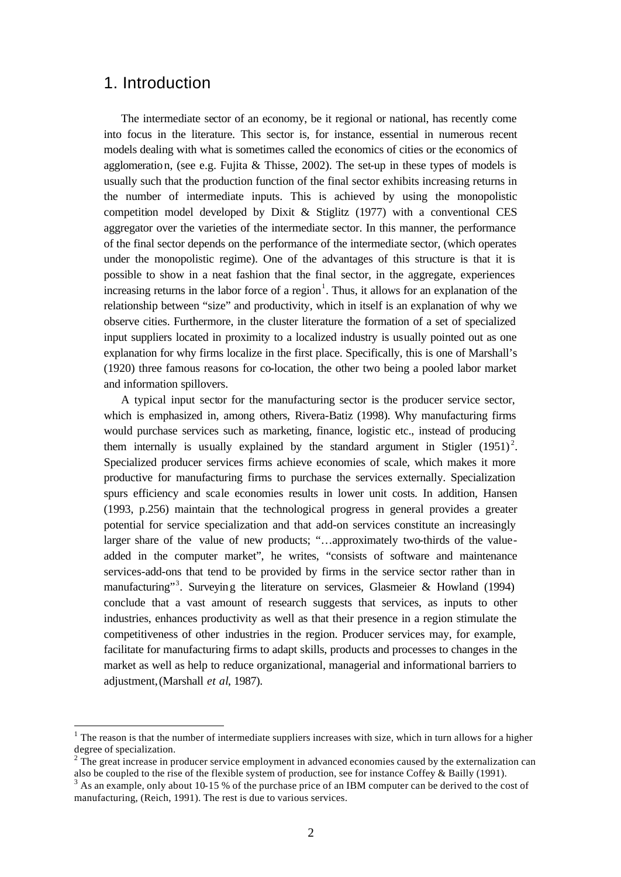# 1. Introduction

The intermediate sector of an economy, be it regional or national, has recently come into focus in the literature. This sector is, for instance, essential in numerous recent models dealing with what is sometimes called the economics of cities or the economics of agglomeration, (see e.g. Fujita & Thisse, 2002). The set-up in these types of models is usually such that the production function of the final sector exhibits increasing returns in the number of intermediate inputs. This is achieved by using the monopolistic competition model developed by Dixit & Stiglitz (1977) with a conventional CES aggregator over the varieties of the intermediate sector. In this manner, the performance of the final sector depends on the performance of the intermediate sector, (which operates under the monopolistic regime). One of the advantages of this structure is that it is possible to show in a neat fashion that the final sector, in the aggregate, experiences increasing returns in the labor force of a region[1]. Thus, it allows for an explanation of the relationship between "size" and productivity, which in itself is an explanation of why we observe cities. Furthermore, in the cluster literature the formation of a set of specialized input suppliers located in proximity to a localized industry is usually pointed out as one explanation for why firms localize in the first place. Specifically, this is one of Marshall's (1920) three famous reasons for co-location, the other two being a pooled labor market and information spillovers.

A typical input sector for the manufacturing sector is the producer service sector, which is emphasized in, among others, Rivera-Batiz (1998). Why manufacturing firms would purchase services such as marketing, finance, logistic etc., instead of producing them internally is usually explained by the standard argument in Stigler (1951)[2]. Specialized producer services firms achieve economies of scale, which makes it more productive for manufacturing firms to purchase the services externally. Specialization spurs efficiency and scale economies results in lower unit costs. In addition, Hansen (1993, p.256) maintain that the technological progress in general provides a greater potential for service specialization and that add-on services constitute an increasingly larger share of the value of new products; "…approximately two-thirds of the value-added in the computer market", he writes, "consists of software and maintenance services-add-ons that tend to be provided by firms in the service sector rather than in manufacturing"[3]. Surveying the literature on services, Glasmeier & Howland (1994) conclude that a vast amount of research suggests that services, as inputs to other industries, enhances productivity as well as that their presence in a region stimulate the competitiveness of other industries in the region. Producer services may, for example, facilitate for manufacturing firms to adapt skills, products and processes to changes in the market as well as help to reduce organizational, managerial and informational barriers to adjustment, (Marshall *et al*, 1987).

[1] The reason is that the number of intermediate suppliers increases with size, which in turn allows for a higher degree of specialization.

[2] The great increase in producer service employment in advanced economies caused by the externalization can also be coupled to the rise of the flexible system of production, see for instance Coffey & Bailly (1991).

[3] As an example, only about 10-15 % of the purchase price of an IBM computer can be derived to the cost of manufacturing, (Reich, 1991). The rest is due to various services.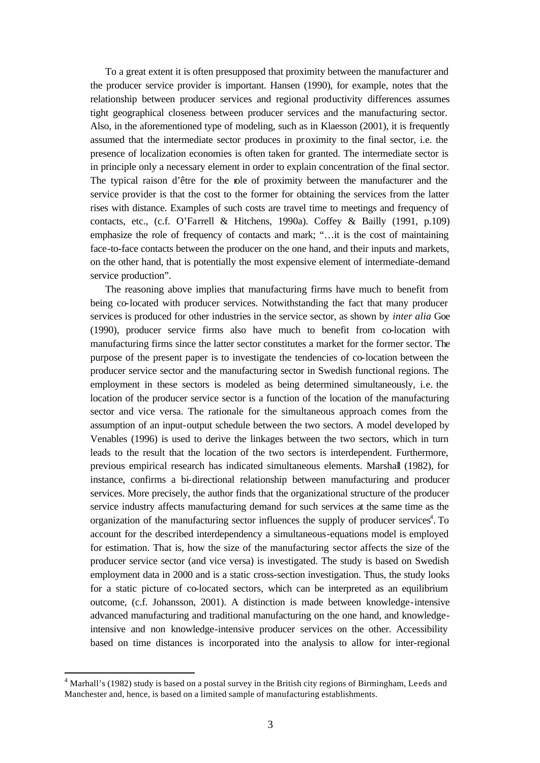To a great extent it is often presupposed that proximity between the manufacturer and the producer service provider is important. Hansen (1990), for example, notes that the relationship between producer services and regional productivity differences assumes tight geographical closeness between producer services and the manufacturing sector. Also, in the aforementioned type of modeling, such as in Klaesson (2001), it is frequently assumed that the intermediate sector produces in proximity to the final sector, i.e. the presence of localization economies is often taken for granted. The intermediate sector is in principle only a necessary element in order to explain concentration of the final sector. The typical raison d'être for the role of proximity between the manufacturer and the service provider is that the cost to the former for obtaining the services from the latter rises with distance. Examples of such costs are travel time to meetings and frequency of contacts, etc., (c.f. O'Farrell & Hitchens, 1990a). Coffey & Bailly (1991, p.109) emphasize the role of frequency of contacts and mark; "…it is the cost of maintaining face-to-face contacts between the producer on the one hand, and their inputs and markets, on the other hand, that is potentially the most expensive element of intermediate-demand service production".

The reasoning above implies that manufacturing firms have much to benefit from being co-located with producer services. Notwithstanding the fact that many producer services is produced for other industries in the service sector, as shown by *inter alia* Goe (1990), producer service firms also have much to benefit from co-location with manufacturing firms since the latter sector constitutes a market for the former sector. The purpose of the present paper is to investigate the tendencies of co-location between the producer service sector and the manufacturing sector in Swedish functional regions. The employment in these sectors is modeled as being determined simultaneously, i.e. the location of the producer service sector is a function of the location of the manufacturing sector and vice versa. The rationale for the simultaneous approach comes from the assumption of an input-output schedule between the two sectors. A model developed by Venables (1996) is used to derive the linkages between the two sectors, which in turn leads to the result that the location of the two sectors is interdependent. Furthermore, previous empirical research has indicated simultaneous elements. Marshall (1982), for instance, confirms a bi-directional relationship between manufacturing and producer services. More precisely, the author finds that the organizational structure of the producer service industry affects manufacturing demand for such services at the same time as the organization of the manufacturing sector influences the supply of producer services[4]. To account for the described interdependency a simultaneous-equations model is employed for estimation. That is, how the size of the manufacturing sector affects the size of the producer service sector (and vice versa) is investigated. The study is based on Swedish employment data in 2000 and is a static cross-section investigation. Thus, the study looks for a static picture of co-located sectors, which can be interpreted as an equilibrium outcome, (c.f. Johansson, 2001). A distinction is made between knowledge-intensive advanced manufacturing and traditional manufacturing on the one hand, and knowledge-intensive and non knowledge-intensive producer services on the other. Accessibility based on time distances is incorporated into the analysis to allow for inter-regional

[4] Marhall's (1982) study is based on a postal survey in the British city regions of Birmingham, Leeds and Manchester and, hence, is based on a limited sample of manufacturing establishments.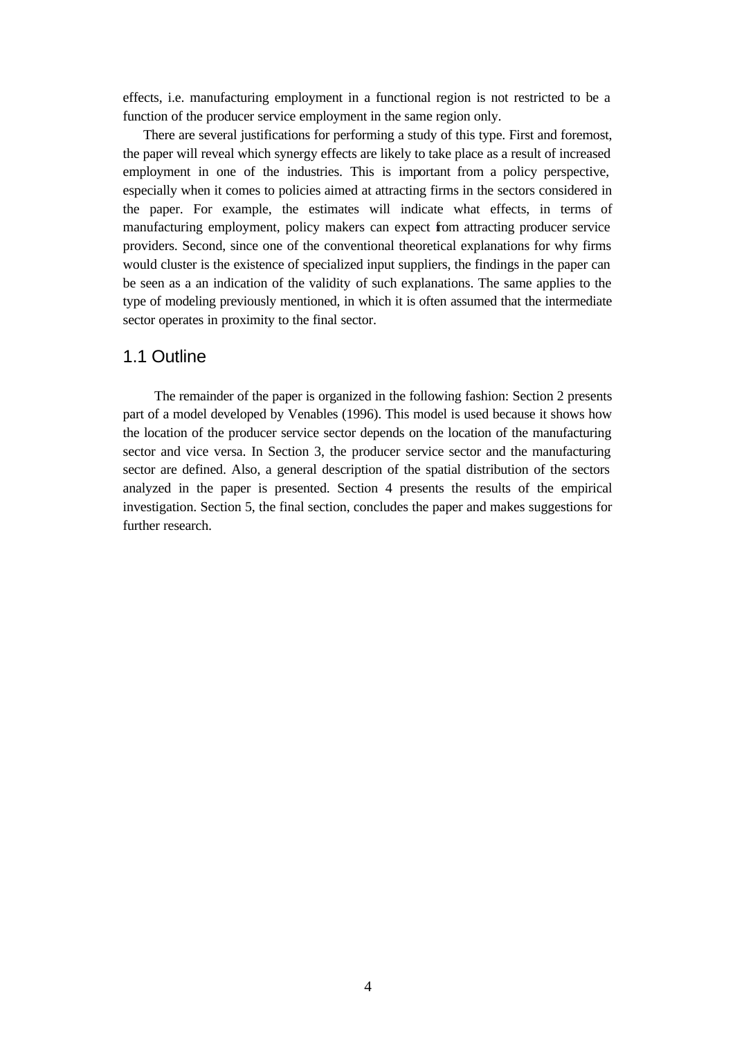effects, i.e. manufacturing employment in a functional region is not restricted to be a function of the producer service employment in the same region only.

There are several justifications for performing a study of this type. First and foremost, the paper will reveal which synergy effects are likely to take place as a result of increased employment in one of the industries. This is important from a policy perspective, especially when it comes to policies aimed at attracting firms in the sectors considered in the paper. For example, the estimates will indicate what effects, in terms of manufacturing employment, policy makers can expect from attracting producer service providers. Second, since one of the conventional theoretical explanations for why firms would cluster is the existence of specialized input suppliers, the findings in the paper can be seen as a an indication of the validity of such explanations. The same applies to the type of modeling previously mentioned, in which it is often assumed that the intermediate sector operates in proximity to the final sector.

## 1.1 Outline

The remainder of the paper is organized in the following fashion: Section 2 presents part of a model developed by Venables (1996). This model is used because it shows how the location of the producer service sector depends on the location of the manufacturing sector and vice versa. In Section 3, the producer service sector and the manufacturing sector are defined. Also, a general description of the spatial distribution of the sectors analyzed in the paper is presented. Section 4 presents the results of the empirical investigation. Section 5, the final section, concludes the paper and makes suggestions for further research.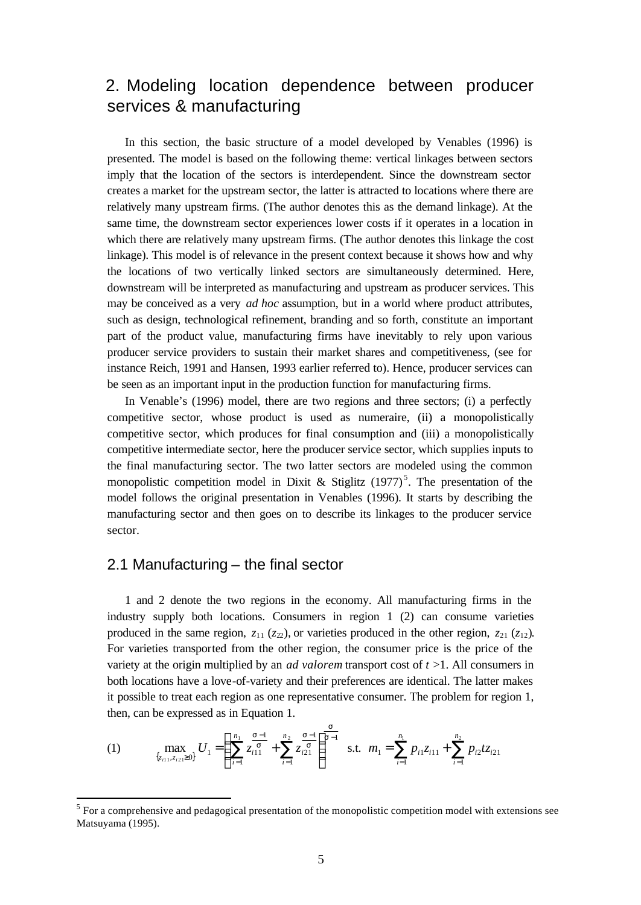## 2. Modeling location dependence between producer services & manufacturing

In this section, the basic structure of a model developed by Venables (1996) is presented. The model is based on the following theme: vertical linkages between sectors imply that the location of the sectors is interdependent. Since the downstream sector creates a market for the upstream sector, the latter is attracted to locations where there are relatively many upstream firms. (The author denotes this as the demand linkage). At the same time, the downstream sector experiences lower costs if it operates in a location in which there are relatively many upstream firms. (The author denotes this linkage the cost linkage). This model is of relevance in the present context because it shows how and why the locations of two vertically linked sectors are simultaneously determined. Here, downstream will be interpreted as manufacturing and upstream as producer services. This may be conceived as a very *ad hoc* assumption, but in a world where product attributes, such as design, technological refinement, branding and so forth, constitute an important part of the product value, manufacturing firms have inevitably to rely upon various producer service providers to sustain their market shares and competitiveness, (see for instance Reich, 1991 and Hansen, 1993 earlier referred to). Hence, producer services can be seen as an important input in the production function for manufacturing firms.

In Venable's (1996) model, there are two regions and three sectors; (i) a perfectly competitive sector, whose product is used as numeraire, (ii) a monopolistically competitive sector, which produces for final consumption and (iii) a monopolistically competitive intermediate sector, here the producer service sector, which supplies inputs to the final manufacturing sector. The two latter sectors are modeled using the common monopolistic competition model in Dixit & Stiglitz (1977)[5]. The presentation of the model follows the original presentation in Venables (1996). It starts by describing the manufacturing sector and then goes on to describe its linkages to the producer service sector.

### 2.1 Manufacturing – the final sector

1 and 2 denote the two regions in the economy. All manufacturing firms in the industry supply both locations. Consumers in region 1 (2) can consume varieties produced in the same region, $z_{11}$ ($z_{22}$), or varieties produced in the other region, $z_{21}$ ($z_{12}$). For varieties transported from the other region, the consumer price is the price of the variety at the origin multiplied by an *ad valorem* transport cost of $t > 1$. All consumers in both locations have a love-of-variety and their preferences are identical. The latter makes it possible to treat each region as one representative consumer. The problem for region 1, then, can be expressed as in Equation 1.

$$(1) \qquad \max_{\{z_{i11}, z_{i21} \geq 0\}} U_1 = \left[ \sum_{i=1}^{n_1} z_{i11}^{\frac{\sigma-1}{\sigma}} + \sum_{i=1}^{n_2} z_{i21}^{\frac{\sigma-1}{\sigma}} \right]^{\frac{\sigma}{\sigma-1}} \quad \text{s.t.} \quad m_1 = \sum_{i=1}^{n_1} p_{i1} z_{i11} + \sum_{i=1}^{n_2} p_{i2} t z_{i21}$$

[5] For a comprehensive and pedagogical presentation of the monopolistic competition model with extensions see Matsuyama (1995).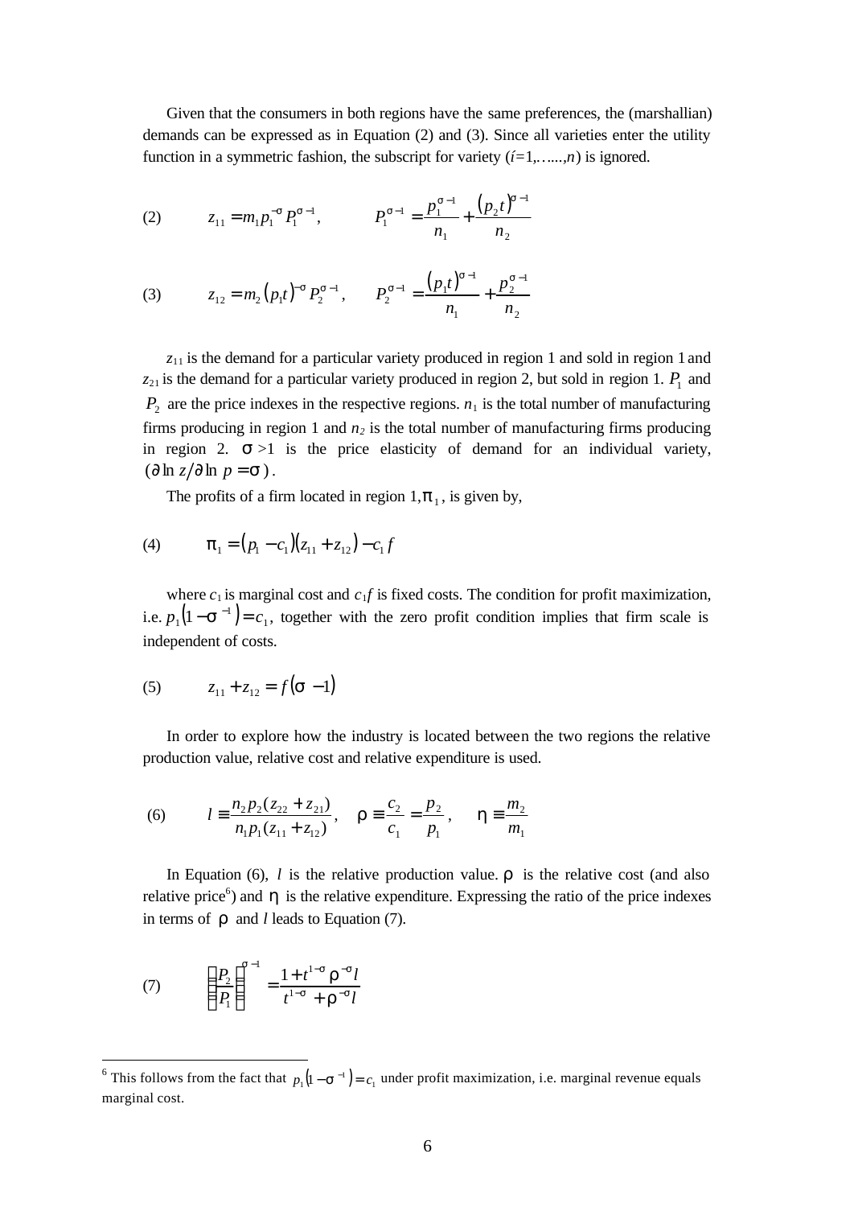Given that the consumers in both regions have the same preferences, the (marshallian) demands can be expressed as in Equation (2) and (3). Since all varieties enter the utility function in a symmetric fashion, the subscript for variety ($i$=1,…....,$n$) is ignored.

$$(2) \qquad z_{11} = m_1 p_1^{-\sigma} P_1^{\sigma-1}, \qquad P_1^{\sigma-1} = \frac{p_1^{\sigma-1}}{n_1} + \frac{(p_2 t)^{\sigma-1}}{n_2}$$

$$(3) \qquad z_{12} = m_2 (p_1 t)^{-\sigma} P_2^{\sigma-1}, \qquad P_2^{\sigma-1} = \frac{(p_1 t)^{\sigma-1}}{n_1} + \frac{p_2^{\sigma-1}}{n_2}$$

$z_{11}$ is the demand for a particular variety produced in region 1 and sold in region 1 and $z_{21}$ is the demand for a particular variety produced in region 2, but sold in region 1. $P_1$ and $P_2$ are the price indexes in the respective regions. $n_1$ is the total number of manufacturing firms producing in region 1 and $n_2$ is the total number of manufacturing firms producing in region 2. $\sigma > 1$ is the price elasticity of demand for an individual variety, $(\partial \ln z / \partial \ln p = \sigma)$.

The profits of a firm located in region 1, $\pi_1$, is given by,

$$(4) \qquad \pi_1 = (p_1 - c_1)(z_{11} + z_{12}) - c_1 f$$

where $c_1$ is marginal cost and $c_1 f$ is fixed costs. The condition for profit maximization, i.e. $p_1(1 - \sigma^{-1}) = c_1$, together with the zero profit condition implies that firm scale is independent of costs.

$$(5) \qquad z_{11} + z_{12} = f(\sigma - 1)$$

In order to explore how the industry is located between the two regions the relative production value, relative cost and relative expenditure is used.

$$(6) \qquad l \equiv \frac{n_2 p_2 (z_{22} + z_{21})}{n_1 p_1 (z_{11} + z_{12})}, \quad \rho \equiv \frac{c_2}{c_1} = \frac{p_2}{p_1}, \quad \eta \equiv \frac{m_2}{m_1}$$

In Equation (6), $l$ is the relative production value. $\rho$ is the relative cost (and also relative price[6]) and $\eta$ is the relative expenditure. Expressing the ratio of the price indexes in terms of $\rho$ and $l$ leads to Equation (7).

$$(7) \qquad \left(\frac{P_2}{P_1}\right)^{\sigma-1} = \frac{1 + t^{1-\sigma} \rho^{-\sigma} l}{t^{1-\sigma} + \rho^{-\sigma} l}$$

---

[6] This follows from the fact that $p_1(1 - \sigma^{-1}) = c_1$ under profit maximization, i.e. marginal revenue equals marginal cost.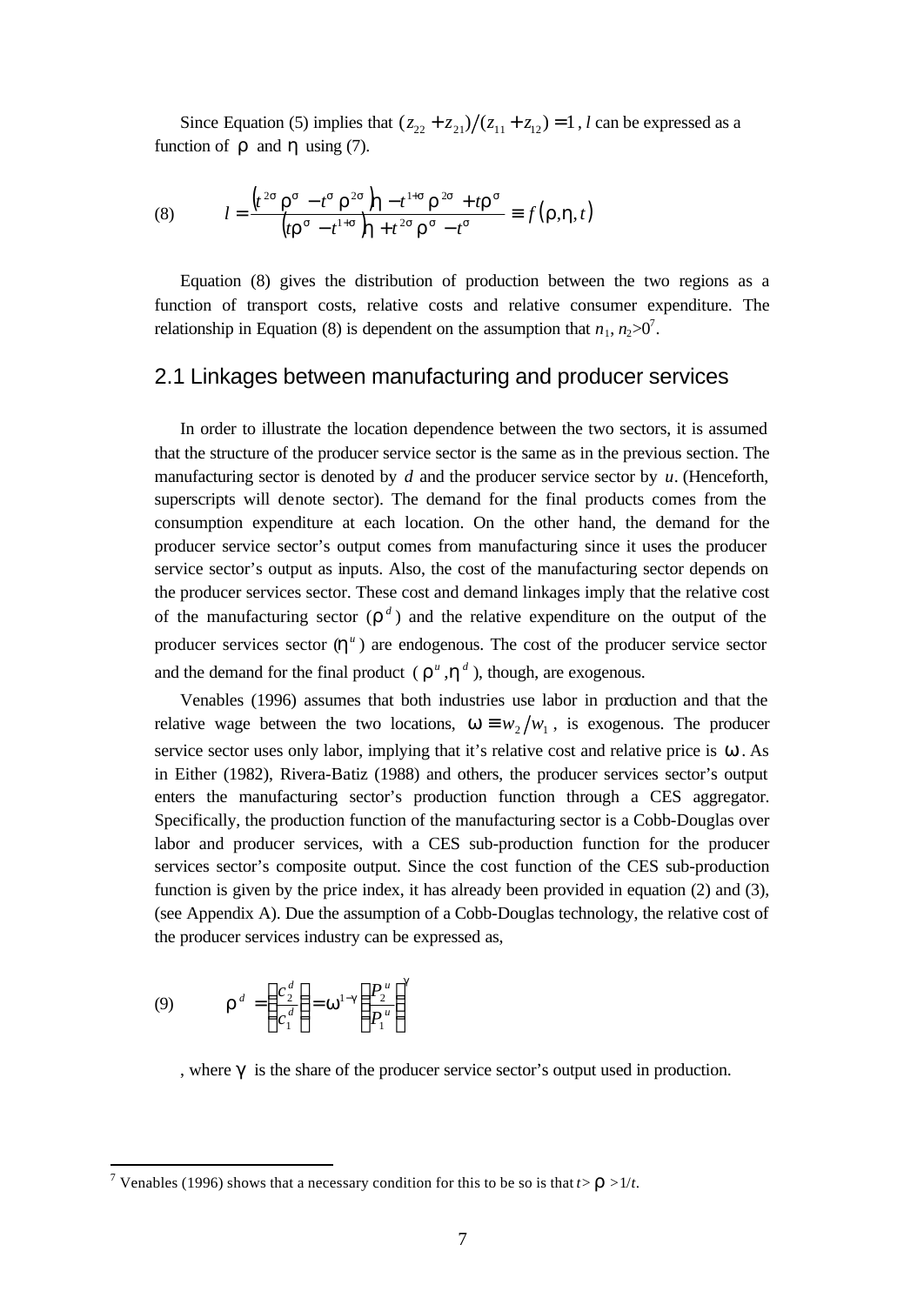Since Equation (5) implies that $(z_{22} + z_{21})/(z_{11} + z_{12}) = 1$, $l$ can be expressed as a function of $\rho$ and $\eta$ using (7).

$$
(8) \qquad l = \frac{\left(t^{2\sigma}\rho^{\sigma} - t^{\sigma}\rho^{2\sigma}\right)\eta - t^{1+\sigma}\rho^{2\sigma} + t\rho^{\sigma}}{\left(t\rho^{\sigma} - t^{1+\sigma}\right)\eta + t^{2\sigma}\rho^{\sigma} - t^{\sigma}} \equiv f(\rho, \eta, t)
$$

Equation (8) gives the distribution of production between the two regions as a function of transport costs, relative costs and relative consumer expenditure. The relationship in Equation (8) is dependent on the assumption that $n_1, n_2 > 0$[7].

## 2.1 Linkages between manufacturing and producer services

In order to illustrate the location dependence between the two sectors, it is assumed that the structure of the producer service sector is the same as in the previous section. The manufacturing sector is denoted by $d$ and the producer service sector by $u$. (Henceforth, superscripts will denote sector). The demand for the final products comes from the consumption expenditure at each location. On the other hand, the demand for the producer service sector's output comes from manufacturing since it uses the producer service sector's output as inputs. Also, the cost of the manufacturing sector depends on the producer services sector. These cost and demand linkages imply that the relative cost of the manufacturing sector ($\rho^d$) and the relative expenditure on the output of the producer services sector ($\eta^u$) are endogenous. The cost of the producer service sector and the demand for the final product ($\rho^u, \eta^d$), though, are exogenous.

Venables (1996) assumes that both industries use labor in production and that the relative wage between the two locations, $\omega \equiv w_2/w_1$, is exogenous. The producer service sector uses only labor, implying that it's relative cost and relative price is $\omega$. As in Either (1982), Rivera-Batiz (1988) and others, the producer services sector's output enters the manufacturing sector's production function through a CES aggregator. Specifically, the production function of the manufacturing sector is a Cobb-Douglas over labor and producer services, with a CES sub-production function for the producer services sector's composite output. Since the cost function of the CES sub-production function is given by the price index, it has already been provided in equation (2) and (3), (see Appendix A). Due the assumption of a Cobb-Douglas technology, the relative cost of the producer services industry can be expressed as,

$$
(9) \qquad \rho^d = \left(\frac{c_2^d}{c_1^d}\right) = \omega^{1-\gamma}\left(\frac{P_2^u}{P_1^u}\right)^{\gamma}
$$

, where $\gamma$ is the share of the producer service sector's output used in production.

[7] Venables (1996) shows that a necessary condition for this to be so is that $t > \rho > 1/t$.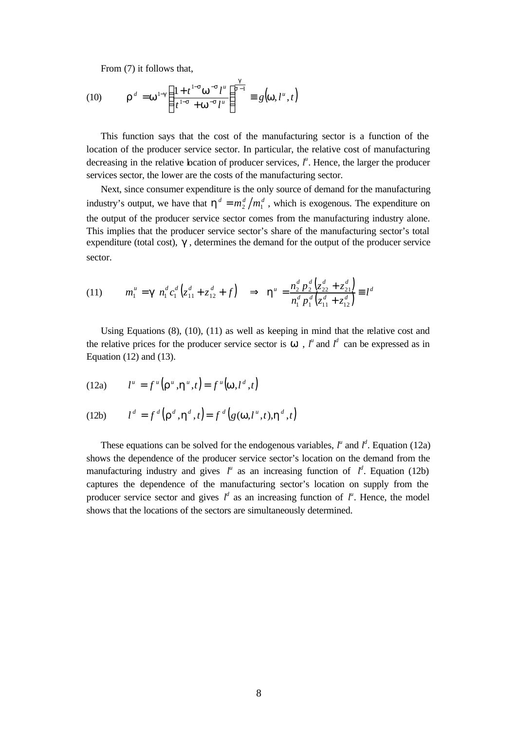From (7) it follows that,

$$\rho^{d} = \omega^{1-\gamma}\left(\frac{1+t^{1-\sigma}\omega^{-\sigma}l^{u}}{t^{1-\sigma}+\omega^{-\sigma}l^{u}}\right)^{\frac{\gamma}{\sigma-1}} \equiv g(\omega, l^{u}, t) \tag{10}$$

This function says that the cost of the manufacturing sector is a function of the location of the producer service sector. In particular, the relative cost of manufacturing decreasing in the relative location of producer services, $l^u$. Hence, the larger the producer services sector, the lower are the costs of the manufacturing sector.

Next, since consumer expenditure is the only source of demand for the manufacturing industry's output, we have that $\eta^{d} = m_{2}^{d}/m_{1}^{d}$, which is exogenous. The expenditure on the output of the producer service sector comes from the manufacturing industry alone. This implies that the producer service sector's share of the manufacturing sector's total expenditure (total cost), $\gamma$, determines the demand for the output of the producer service sector.

$$m_{1}^{u} = \gamma\, n_{1}^{d}c_{1}^{d}\left(z_{11}^{d}+z_{12}^{d}+f\right) \quad \Rightarrow \quad \eta^{u} = \frac{n_{2}^{d}p_{2}^{d}\left(z_{22}^{d}+z_{21}^{d}\right)}{n_{1}^{d}p_{1}^{d}\left(z_{11}^{d}+z_{12}^{d}\right)} \equiv l^{d} \tag{11}$$

Using Equations (8), (10), (11) as well as keeping in mind that the relative cost and the relative prices for the producer service sector is $\omega$, $l^u$ and $l^d$ can be expressed as in Equation (12) and (13).

$$l^{u} = f^{u}\left(\rho^{u}, \eta^{u}, t\right) = f^{u}\left(\omega, l^{d}, t\right) \tag{12a}$$

$$l^{d} = f^{d}\left(\rho^{d}, \eta^{d}, t\right) = f^{d}\left(g(\omega, l^{u}, t), \eta^{d}, t\right) \tag{12b}$$

These equations can be solved for the endogenous variables, $l^u$ and $l^d$. Equation (12a) shows the dependence of the producer service sector's location on the demand from the manufacturing industry and gives $l^u$ as an increasing function of $l^d$. Equation (12b) captures the dependence of the manufacturing sector's location on supply from the producer service sector and gives $l^d$ as an increasing function of $l^u$. Hence, the model shows that the locations of the sectors are simultaneously determined.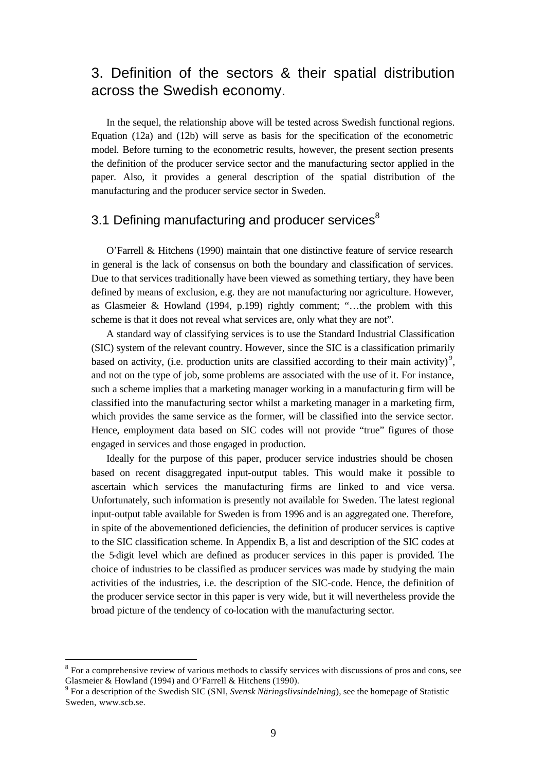## 3. Definition of the sectors & their spatial distribution across the Swedish economy.

In the sequel, the relationship above will be tested across Swedish functional regions. Equation (12a) and (12b) will serve as basis for the specification of the econometric model. Before turning to the econometric results, however, the present section presents the definition of the producer service sector and the manufacturing sector applied in the paper. Also, it provides a general description of the spatial distribution of the manufacturing and the producer service sector in Sweden.

### 3.1 Defining manufacturing and producer services[8]

O'Farrell & Hitchens (1990) maintain that one distinctive feature of service research in general is the lack of consensus on both the boundary and classification of services. Due to that services traditionally have been viewed as something tertiary, they have been defined by means of exclusion, e.g. they are not manufacturing nor agriculture. However, as Glasmeier & Howland (1994, p.199) rightly comment; "…the problem with this scheme is that it does not reveal what services are, only what they are not".

A standard way of classifying services is to use the Standard Industrial Classification (SIC) system of the relevant country. However, since the SIC is a classification primarily based on activity, (i.e. production units are classified according to their main activity)[9], and not on the type of job, some problems are associated with the use of it. For instance, such a scheme implies that a marketing manager working in a manufacturing firm will be classified into the manufacturing sector whilst a marketing manager in a marketing firm, which provides the same service as the former, will be classified into the service sector. Hence, employment data based on SIC codes will not provide "true" figures of those engaged in services and those engaged in production.

Ideally for the purpose of this paper, producer service industries should be chosen based on recent disaggregated input-output tables. This would make it possible to ascertain which services the manufacturing firms are linked to and vice versa. Unfortunately, such information is presently not available for Sweden. The latest regional input-output table available for Sweden is from 1996 and is an aggregated one. Therefore, in spite of the abovementioned deficiencies, the definition of producer services is captive to the SIC classification scheme. In Appendix B, a list and description of the SIC codes at the 5-digit level which are defined as producer services in this paper is provided. The choice of industries to be classified as producer services was made by studying the main activities of the industries, i.e. the description of the SIC-code. Hence, the definition of the producer service sector in this paper is very wide, but it will nevertheless provide the broad picture of the tendency of co-location with the manufacturing sector.

---

[8] For a comprehensive review of various methods to classify services with discussions of pros and cons, see Glasmeier & Howland (1994) and O'Farrell & Hitchens (1990).

[9] For a description of the Swedish SIC (SNI, *Svensk Näringslivsindelning*), see the homepage of Statistic Sweden, www.scb.se.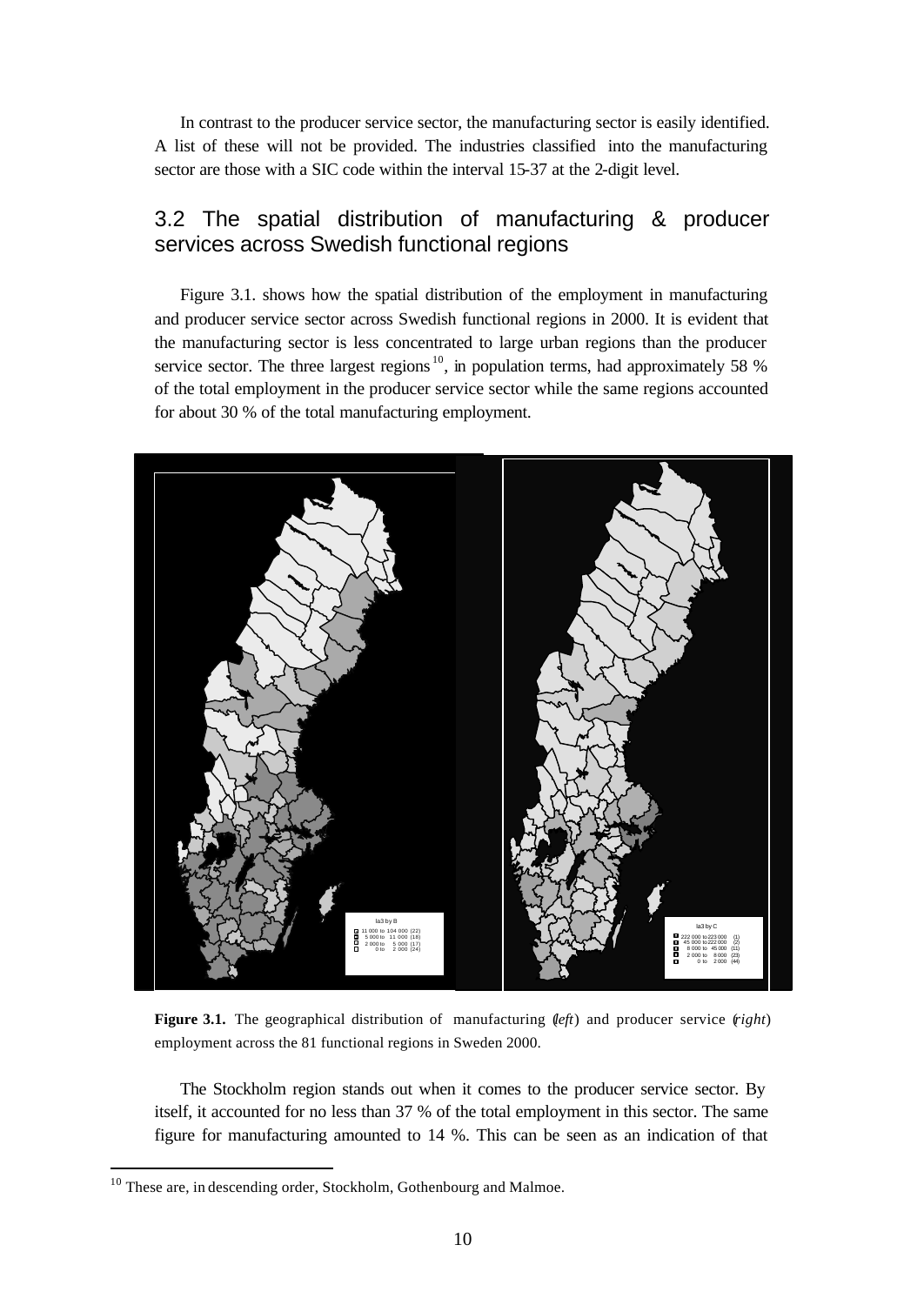In contrast to the producer service sector, the manufacturing sector is easily identified. A list of these will not be provided. The industries classified into the manufacturing sector are those with a SIC code within the interval 15-37 at the 2-digit level.

## 3.2 The spatial distribution of manufacturing & producer services across Swedish functional regions

Figure 3.1. shows how the spatial distribution of the employment in manufacturing and producer service sector across Swedish functional regions in 2000. It is evident that the manufacturing sector is less concentrated to large urban regions than the producer service sector. The three largest regions[10], in population terms, had approximately 58 % of the total employment in the producer service sector while the same regions accounted for about 30 % of the total manufacturing employment.

**Figure 3.1.** The geographical distribution of manufacturing (*left*) and producer service (*right*) employment across the 81 functional regions in Sweden 2000.

The Stockholm region stands out when it comes to the producer service sector. By itself, it accounted for no less than 37 % of the total employment in this sector. The same figure for manufacturing amounted to 14 %. This can be seen as an indication of that

[10] These are, in descending order, Stockholm, Gothenbourg and Malmoe.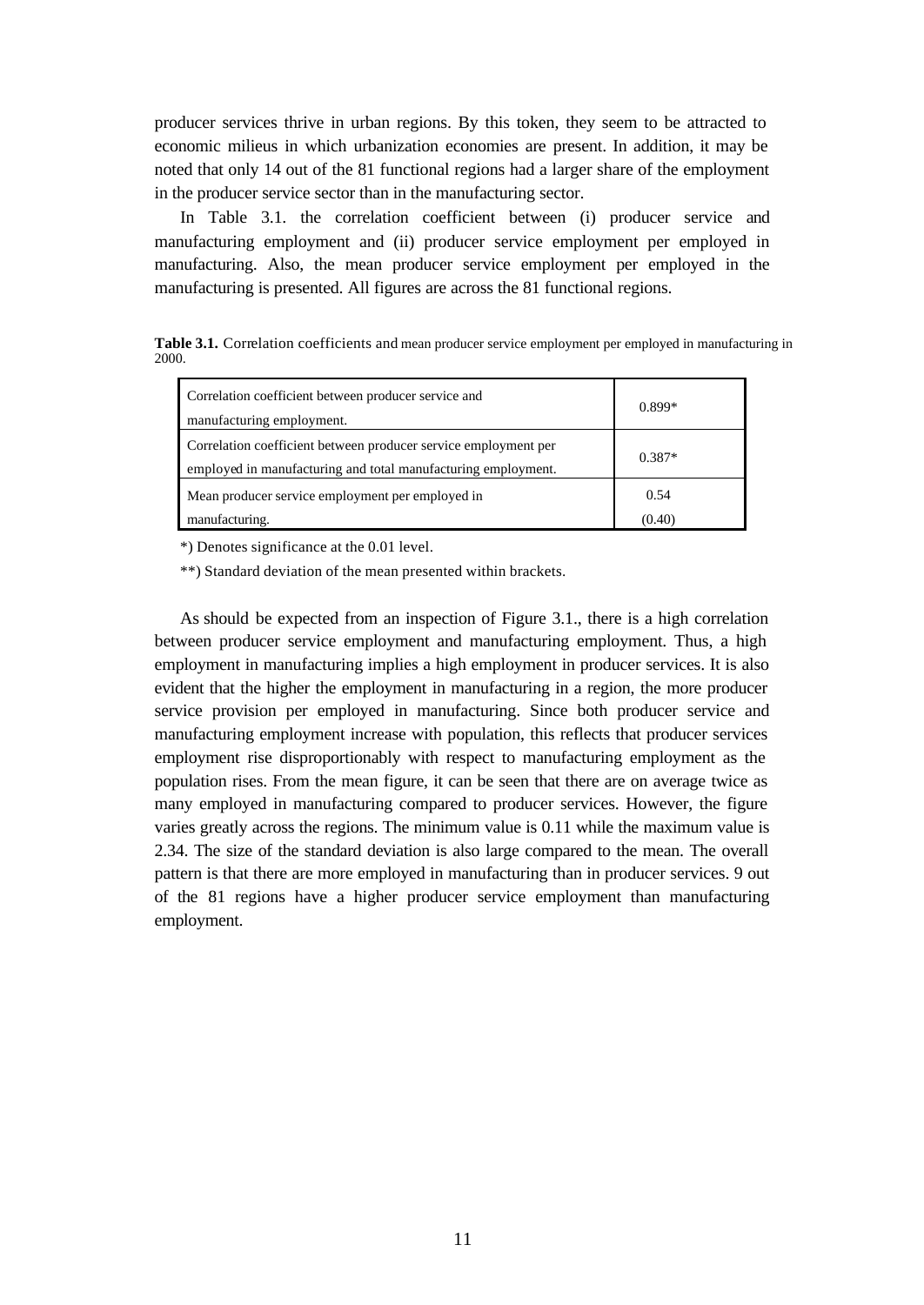producer services thrive in urban regions. By this token, they seem to be attracted to economic milieus in which urbanization economies are present. In addition, it may be noted that only 14 out of the 81 functional regions had a larger share of the employment in the producer service sector than in the manufacturing sector.

In Table 3.1. the correlation coefficient between (i) producer service and manufacturing employment and (ii) producer service employment per employed in manufacturing. Also, the mean producer service employment per employed in the manufacturing is presented. All figures are across the 81 functional regions.

**Table 3.1.** Correlation coefficients and mean producer service employment per employed in manufacturing in 2000.

| | |
|---|---|
| Correlation coefficient between producer service and manufacturing employment. | 0.899* |
| Correlation coefficient between producer service employment per employed in manufacturing and total manufacturing employment. | 0.387* |
| Mean producer service employment per employed in manufacturing. | 0.54 (0.40) |

*) Denotes significance at the 0.01 level.

**) Standard deviation of the mean presented within brackets.

As should be expected from an inspection of Figure 3.1., there is a high correlation between producer service employment and manufacturing employment. Thus, a high employment in manufacturing implies a high employment in producer services. It is also evident that the higher the employment in manufacturing in a region, the more producer service provision per employed in manufacturing. Since both producer service and manufacturing employment increase with population, this reflects that producer services employment rise disproportionably with respect to manufacturing employment as the population rises. From the mean figure, it can be seen that there are on average twice as many employed in manufacturing compared to producer services. However, the figure varies greatly across the regions. The minimum value is 0.11 while the maximum value is 2.34. The size of the standard deviation is also large compared to the mean. The overall pattern is that there are more employed in manufacturing than in producer services. 9 out of the 81 regions have a higher producer service employment than manufacturing employment.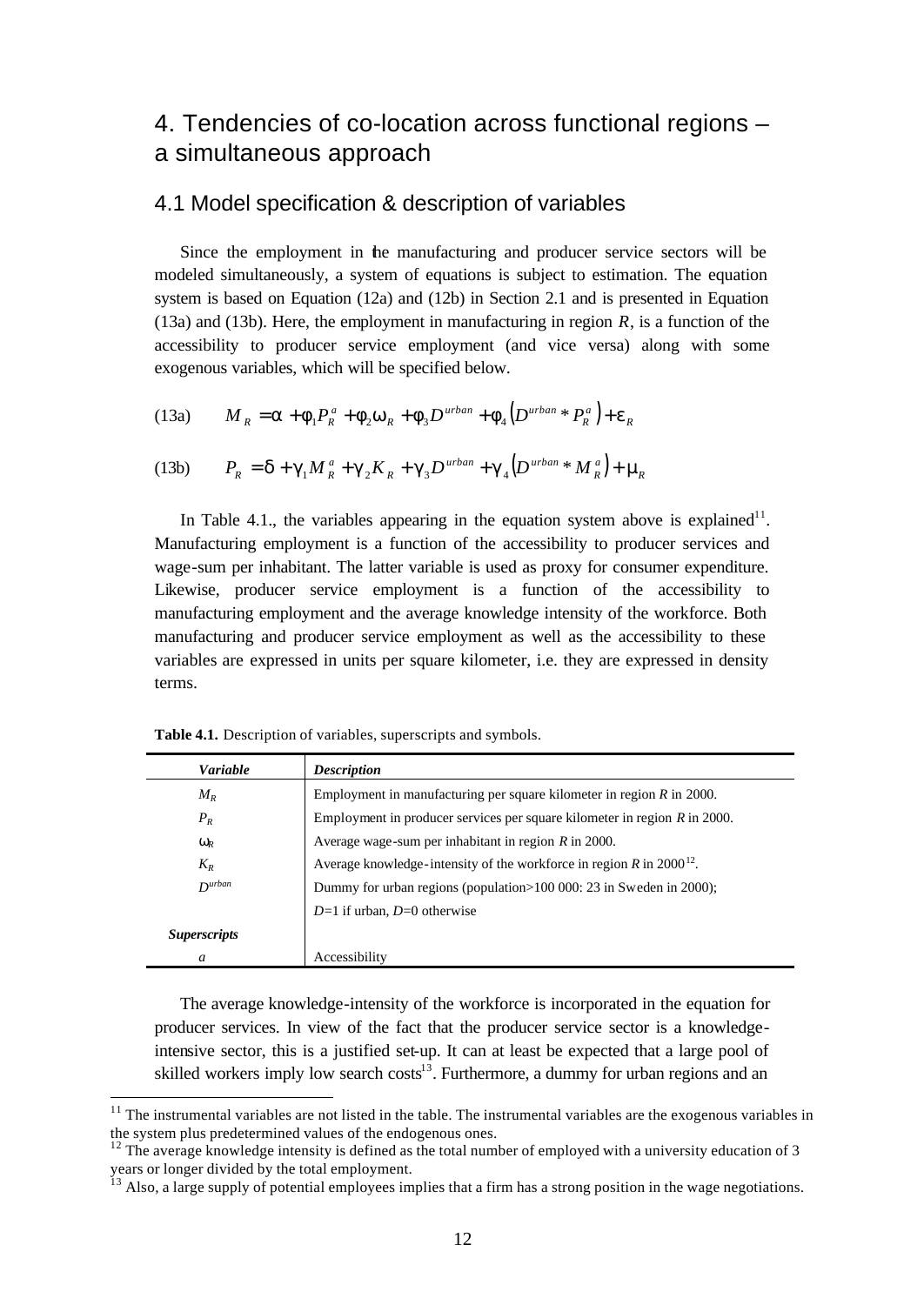# 4. Tendencies of co-location across functional regions – a simultaneous approach

## 4.1 Model specification & description of variables

Since the employment in the manufacturing and producer service sectors will be modeled simultaneously, a system of equations is subject to estimation. The equation system is based on Equation (12a) and (12b) in Section 2.1 and is presented in Equation (13a) and (13b). Here, the employment in manufacturing in region $R$, is a function of the accessibility to producer service employment (and vice versa) along with some exogenous variables, which will be specified below.

$$M_R = \alpha + \phi_1 P_R^a + \phi_2 \omega_R + \phi_3 D^{urban} + \phi_4 \left( D^{urban} * P_R^a \right) + \varepsilon_R \quad \text{(13a)}$$

$$P_R = \delta + \gamma_1 M_R^a + \gamma_2 K_R + \gamma_3 D^{urban} + \gamma_4 \left( D^{urban} * M_R^a \right) + \mu_R \quad \text{(13b)}$$

In Table 4.1., the variables appearing in the equation system above is explained[11]. Manufacturing employment is a function of the accessibility to producer services and wage-sum per inhabitant. The latter variable is used as proxy for consumer expenditure. Likewise, producer service employment is a function of the accessibility to manufacturing employment and the average knowledge intensity of the workforce. Both manufacturing and producer service employment as well as the accessibility to these variables are expressed in units per square kilometer, i.e. they are expressed in density terms.

**Table 4.1.** Description of variables, superscripts and symbols.

| *Variable* | *Description* |
|---|---|
| $M_R$ | Employment in manufacturing per square kilometer in region $R$ in 2000. |
| $P_R$ | Employment in producer services per square kilometer in region $R$ in 2000. |
| $\omega_R$ | Average wage-sum per inhabitant in region $R$ in 2000. |
| $K_R$ | Average knowledge-intensity of the workforce in region $R$ in 2000[12]. |
| $D^{urban}$ | Dummy for urban regions (population>100 000: 23 in Sweden in 2000); |
| | $D$=1 if urban, $D$=0 otherwise |
| ***Superscripts*** | |
| $a$ | Accessibility |

The average knowledge-intensity of the workforce is incorporated in the equation for producer services. In view of the fact that the producer service sector is a knowledge-intensive sector, this is a justified set-up. It can at least be expected that a large pool of skilled workers imply low search costs[13]. Furthermore, a dummy for urban regions and an

---

[11] The instrumental variables are not listed in the table. The instrumental variables are the exogenous variables in the system plus predetermined values of the endogenous ones.

[12] The average knowledge intensity is defined as the total number of employed with a university education of 3 years or longer divided by the total employment.

[13] Also, a large supply of potential employees implies that a firm has a strong position in the wage negotiations.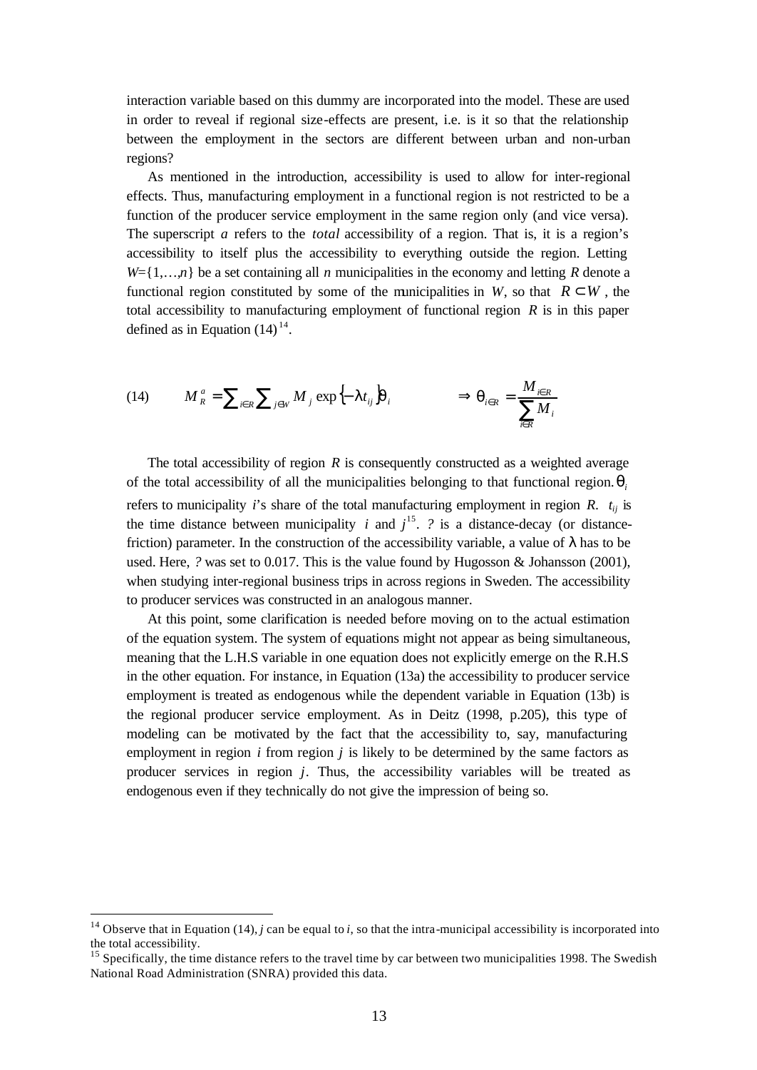interaction variable based on this dummy are incorporated into the model. These are used in order to reveal if regional size-effects are present, i.e. is it so that the relationship between the employment in the sectors are different between urban and non-urban regions?

As mentioned in the introduction, accessibility is used to allow for inter-regional effects. Thus, manufacturing employment in a functional region is not restricted to be a function of the producer service employment in the same region only (and vice versa). The superscript $a$ refers to the *total* accessibility of a region. That is, it is a region's accessibility to itself plus the accessibility to everything outside the region. Letting $W=\{1,\ldots,n\}$ be a set containing all $n$ municipalities in the economy and letting $R$ denote a functional region constituted by some of the municipalities in $W$, so that $R \subset W$, the total accessibility to manufacturing employment of functional region $R$ is in this paper defined as in Equation (14)[14].

$$(14) \qquad M_R^a = \sum_{i \in R} \sum_{j \in W} M_j \exp\{-\lambda t_{ij}\}\theta_i \qquad \Rightarrow \theta_{i \in R} = \frac{M_{i \in R}}{\sum_{i \in R} M_i}$$

The total accessibility of region $R$ is consequently constructed as a weighted average of the total accessibility of all the municipalities belonging to that functional region. $\theta_i$ refers to municipality $i$'s share of the total manufacturing employment in region $R$. $t_{ij}$ is the time distance between municipality $i$ and $j$[15]. ? is a distance-decay (or distance-friction) parameter. In the construction of the accessibility variable, a value of $\lambda$ has to be used. Here, ? was set to 0.017. This is the value found by Hugosson & Johansson (2001), when studying inter-regional business trips in across regions in Sweden. The accessibility to producer services was constructed in an analogous manner.

At this point, some clarification is needed before moving on to the actual estimation of the equation system. The system of equations might not appear as being simultaneous, meaning that the L.H.S variable in one equation does not explicitly emerge on the R.H.S in the other equation. For instance, in Equation (13a) the accessibility to producer service employment is treated as endogenous while the dependent variable in Equation (13b) is the regional producer service employment. As in Deitz (1998, p.205), this type of modeling can be motivated by the fact that the accessibility to, say, manufacturing employment in region $i$ from region $j$ is likely to be determined by the same factors as producer services in region $j$. Thus, the accessibility variables will be treated as endogenous even if they technically do not give the impression of being so.

---

[14] Observe that in Equation (14), $j$ can be equal to $i$, so that the intra-municipal accessibility is incorporated into the total accessibility.

[15] Specifically, the time distance refers to the travel time by car between two municipalities 1998. The Swedish National Road Administration (SNRA) provided this data.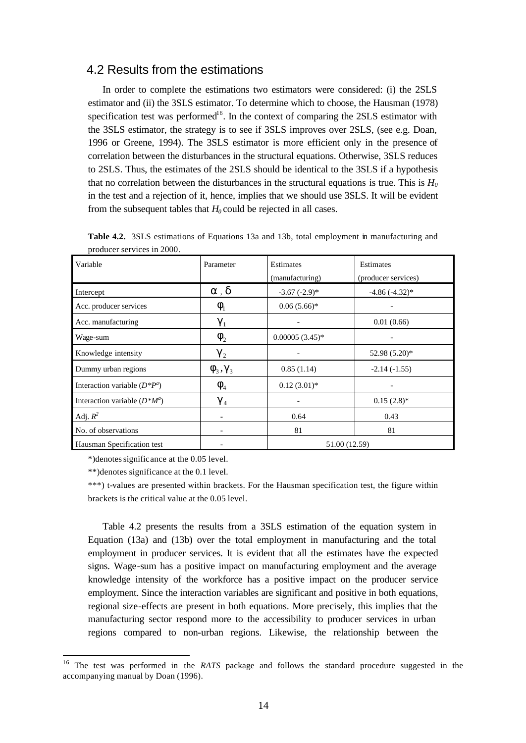## 4.2 Results from the estimations

In order to complete the estimations two estimators were considered: (i) the 2SLS estimator and (ii) the 3SLS estimator. To determine which to choose, the Hausman (1978) specification test was performed[16]. In the context of comparing the 2SLS estimator with the 3SLS estimator, the strategy is to see if 3SLS improves over 2SLS, (see e.g. Doan, 1996 or Greene, 1994). The 3SLS estimator is more efficient only in the presence of correlation between the disturbances in the structural equations. Otherwise, 3SLS reduces to 2SLS. Thus, the estimates of the 2SLS should be identical to the 3SLS if a hypothesis that no correlation between the disturbances in the structural equations is true. This is $H_0$ in the test and a rejection of it, hence, implies that we should use 3SLS. It will be evident from the subsequent tables that $H_0$ could be rejected in all cases.

**Table 4.2.** 3SLS estimations of Equations 13a and 13b, total employment in manufacturing and producer services in 2000.

| Variable | Parameter | Estimates (manufacturing) | Estimates (producer services) |
|---|---|---|---|
| Intercept | $\alpha$ , $\delta$ | -3.67 (-2.9)* | -4.86 (-4.32)* |
| Acc. producer services | $\phi_1$ | 0.06 (5.66)* | - |
| Acc. manufacturing | $\gamma_1$ | - | 0.01 (0.66) |
| Wage-sum | $\phi_2$ | 0.00005 (3.45)* | - |
| Knowledge intensity | $\gamma_2$ | - | 52.98 (5.20)* |
| Dummy urban regions | $\phi_3, \gamma_3$ | 0.85 (1.14) | -2.14 (-1.55) |
| Interaction variable ($D{*}P^a$) | $\phi_4$ | 0.12 (3.01)* | - |
| Interaction variable ($D{*}M^a$) | $\gamma_4$ | - | 0.15 (2.8)* |
| Adj. $R^2$ | - | 0.64 | 0.43 |
| No. of observations | - | 81 | 81 |
| Hausman Specification test | - | 51.00 (12.59) | |

*)denotes significance at the 0.05 level.

**)denotes significance at the 0.1 level.

***) t-values are presented within brackets. For the Hausman specification test, the figure within brackets is the critical value at the 0.05 level.

Table 4.2 presents the results from a 3SLS estimation of the equation system in Equation (13a) and (13b) over the total employment in manufacturing and the total employment in producer services. It is evident that all the estimates have the expected signs. Wage-sum has a positive impact on manufacturing employment and the average knowledge intensity of the workforce has a positive impact on the producer service employment. Since the interaction variables are significant and positive in both equations, regional size-effects are present in both equations. More precisely, this implies that the manufacturing sector respond more to the accessibility to producer services in urban regions compared to non-urban regions. Likewise, the relationship between the

[16] The test was performed in the *RATS* package and follows the standard procedure suggested in the accompanying manual by Doan (1996).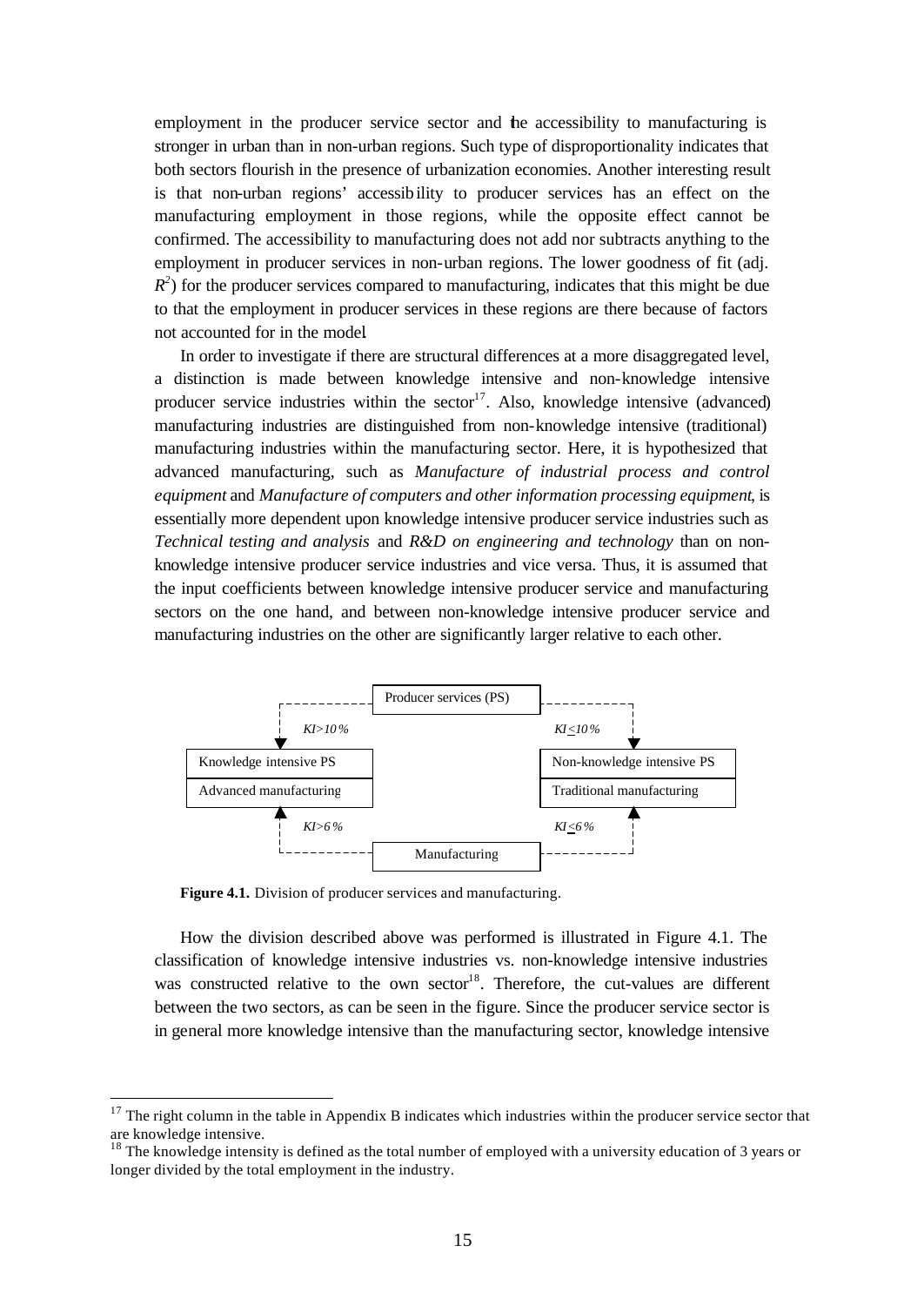employment in the producer service sector and the accessibility to manufacturing is stronger in urban than in non-urban regions. Such type of disproportionality indicates that both sectors flourish in the presence of urbanization economies. Another interesting result is that non-urban regions' accessibility to producer services has an effect on the manufacturing employment in those regions, while the opposite effect cannot be confirmed. The accessibility to manufacturing does not add nor subtracts anything to the employment in producer services in non-urban regions. The lower goodness of fit (adj. $R^2$) for the producer services compared to manufacturing, indicates that this might be due to that the employment in producer services in these regions are there because of factors not accounted for in the model

In order to investigate if there are structural differences at a more disaggregated level, a distinction is made between knowledge intensive and non-knowledge intensive producer service industries within the sector[17]. Also, knowledge intensive (advanced) manufacturing industries are distinguished from non-knowledge intensive (traditional) manufacturing industries within the manufacturing sector. Here, it is hypothesized that advanced manufacturing, such as *Manufacture of industrial process and control equipment* and *Manufacture of computers and other information processing equipment*, is essentially more dependent upon knowledge intensive producer service industries such as *Technical testing and analysis* and *R&D on engineering and technology* than on non-knowledge intensive producer service industries and vice versa. Thus, it is assumed that the input coefficients between knowledge intensive producer service and manufacturing sectors on the one hand, and between non-knowledge intensive producer service and manufacturing industries on the other are significantly larger relative to each other.

Producer services (PS)

*KI>10%* | *KI≤10%*

Knowledge intensive PS | Non-knowledge intensive PS
Advanced manufacturing | Traditional manufacturing

*KI>6%* | *KI≤6%*

Manufacturing

**Figure 4.1.** Division of producer services and manufacturing.

How the division described above was performed is illustrated in Figure 4.1. The classification of knowledge intensive industries vs. non-knowledge intensive industries was constructed relative to the own sector[18]. Therefore, the cut-values are different between the two sectors, as can be seen in the figure. Since the producer service sector is in general more knowledge intensive than the manufacturing sector, knowledge intensive

[17] The right column in the table in Appendix B indicates which industries within the producer service sector that are knowledge intensive.

[18] The knowledge intensity is defined as the total number of employed with a university education of 3 years or longer divided by the total employment in the industry.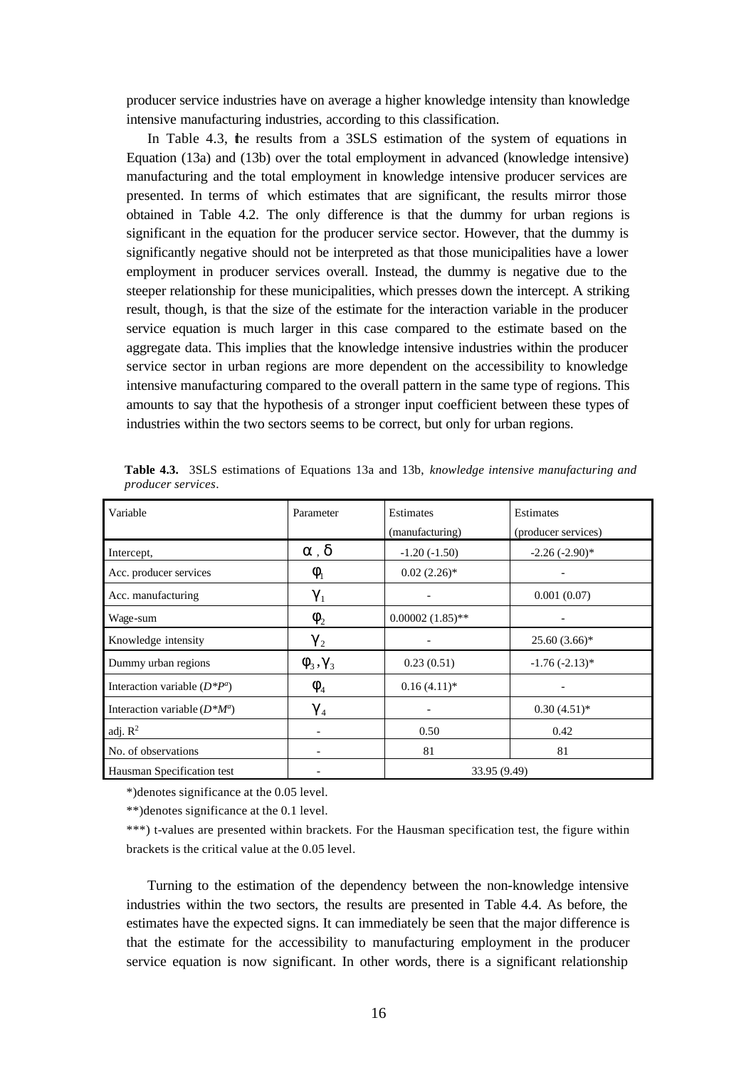producer service industries have on average a higher knowledge intensity than knowledge intensive manufacturing industries, according to this classification.

In Table 4.3, the results from a 3SLS estimation of the system of equations in Equation (13a) and (13b) over the total employment in advanced (knowledge intensive) manufacturing and the total employment in knowledge intensive producer services are presented. In terms of which estimates that are significant, the results mirror those obtained in Table 4.2. The only difference is that the dummy for urban regions is significant in the equation for the producer service sector. However, that the dummy is significantly negative should not be interpreted as that those municipalities have a lower employment in producer services overall. Instead, the dummy is negative due to the steeper relationship for these municipalities, which presses down the intercept. A striking result, though, is that the size of the estimate for the interaction variable in the producer service equation is much larger in this case compared to the estimate based on the aggregate data. This implies that the knowledge intensive industries within the producer service sector in urban regions are more dependent on the accessibility to knowledge intensive manufacturing compared to the overall pattern in the same type of regions. This amounts to say that the hypothesis of a stronger input coefficient between these types of industries within the two sectors seems to be correct, but only for urban regions.

**Table 4.3.** 3SLS estimations of Equations 13a and 13b, *knowledge intensive manufacturing and producer services*.

| Variable | Parameter | Estimates (manufacturing) | Estimates (producer services) |
|---|---|---|---|
| Intercept, | $\alpha$ , $\delta$ | -1.20 (-1.50) | -2.26 (-2.90)* |
| Acc. producer services | $\phi_1$ | 0.02 (2.26)* | - |
| Acc. manufacturing | $\gamma_1$ | - | 0.001 (0.07) |
| Wage-sum | $\phi_2$ | 0.00002 (1.85)** | - |
| Knowledge intensity | $\gamma_2$ | - | 25.60 (3.66)* |
| Dummy urban regions | $\phi_3, \gamma_3$ | 0.23 (0.51) | -1.76 (-2.13)* |
| Interaction variable ($D*P^a$) | $\phi_4$ | 0.16 (4.11)* | - |
| Interaction variable ($D*M^a$) | $\gamma_4$ | - | 0.30 (4.51)* |
| adj. $R^2$ | - | 0.50 | 0.42 |
| No. of observations | - | 81 | 81 |
| Hausman Specification test | - | 33.95 (9.49) | |

*)denotes significance at the 0.05 level.

**)denotes significance at the 0.1 level.

***) t-values are presented within brackets. For the Hausman specification test, the figure within brackets is the critical value at the 0.05 level.

Turning to the estimation of the dependency between the non-knowledge intensive industries within the two sectors, the results are presented in Table 4.4. As before, the estimates have the expected signs. It can immediately be seen that the major difference is that the estimate for the accessibility to manufacturing employment in the producer service equation is now significant. In other words, there is a significant relationship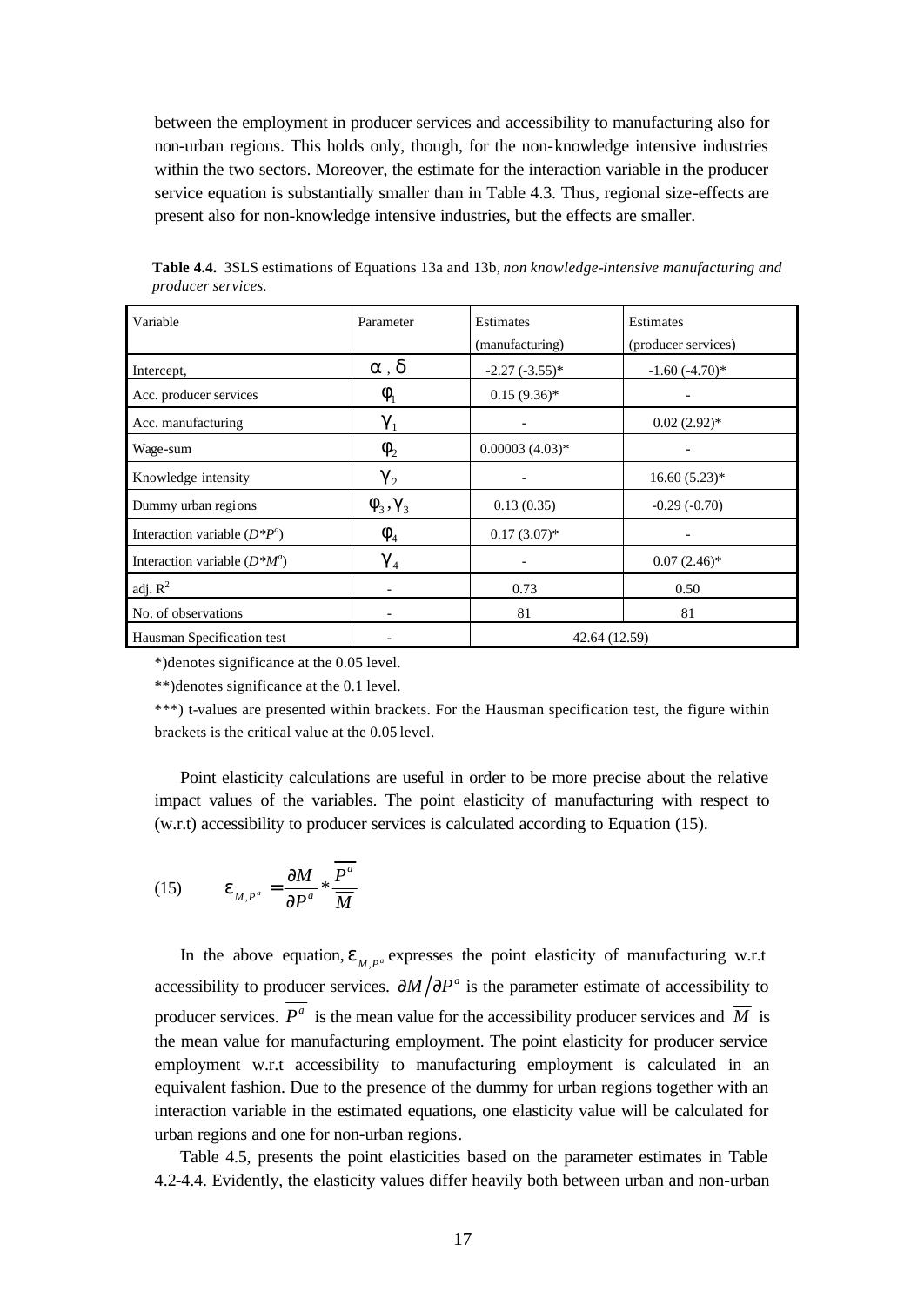between the employment in producer services and accessibility to manufacturing also for non-urban regions. This holds only, though, for the non-knowledge intensive industries within the two sectors. Moreover, the estimate for the interaction variable in the producer service equation is substantially smaller than in Table 4.3. Thus, regional size-effects are present also for non-knowledge intensive industries, but the effects are smaller.

**Table 4.4.** 3SLS estimations of Equations 13a and 13b, *non knowledge-intensive manufacturing and producer services.*

| Variable | Parameter | Estimates (manufacturing) | Estimates (producer services) |
|---|---|---|---|
| Intercept, | $\alpha$ , $\delta$ | -2.27 (-3.55)* | -1.60 (-4.70)* |
| Acc. producer services | $\phi_1$ | 0.15 (9.36)* | - |
| Acc. manufacturing | $\gamma_1$ | - | 0.02 (2.92)* |
| Wage-sum | $\phi_2$ | 0.00003 (4.03)* | - |
| Knowledge intensity | $\gamma_2$ | - | 16.60 (5.23)* |
| Dummy urban regions | $\phi_3, \gamma_3$ | 0.13 (0.35) | -0.29 (-0.70) |
| Interaction variable ($D$*$P^a$) | $\phi_4$ | 0.17 (3.07)* | - |
| Interaction variable ($D$*$M^a$) | $\gamma_4$ | - | 0.07 (2.46)* |
| adj. $R^2$ | - | 0.73 | 0.50 |
| No. of observations | - | 81 | 81 |
| Hausman Specification test | - | 42.64 (12.59) | |

*)denotes significance at the 0.05 level.

**)denotes significance at the 0.1 level.

***) t-values are presented within brackets. For the Hausman specification test, the figure within brackets is the critical value at the 0.05 level.

Point elasticity calculations are useful in order to be more precise about the relative impact values of the variables. The point elasticity of manufacturing with respect to (w.r.t) accessibility to producer services is calculated according to Equation (15).

$$\text{(15)} \qquad \varepsilon_{M,P^a} = \frac{\partial M}{\partial P^a} * \frac{\overline{P^a}}{\overline{M}}$$

In the above equation, $\varepsilon_{M,P^a}$ expresses the point elasticity of manufacturing w.r.t accessibility to producer services. $\partial M / \partial P^a$ is the parameter estimate of accessibility to producer services. $\overline{P^a}$ is the mean value for the accessibility producer services and $\overline{M}$ is the mean value for manufacturing employment. The point elasticity for producer service employment w.r.t accessibility to manufacturing employment is calculated in an equivalent fashion. Due to the presence of the dummy for urban regions together with an interaction variable in the estimated equations, one elasticity value will be calculated for urban regions and one for non-urban regions.

Table 4.5, presents the point elasticities based on the parameter estimates in Table 4.2-4.4. Evidently, the elasticity values differ heavily both between urban and non-urban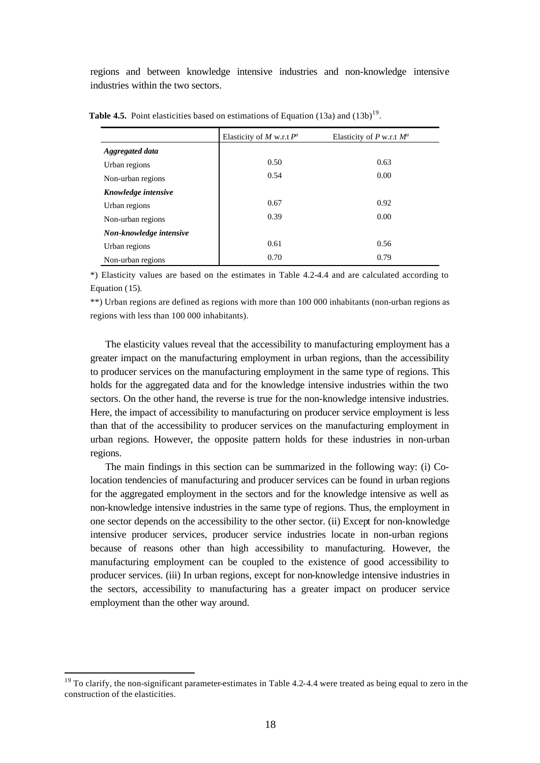regions and between knowledge intensive industries and non-knowledge intensive industries within the two sectors.

**Table 4.5.** Point elasticities based on estimations of Equation (13a) and (13b)[19].

| | Elasticity of $M$ w.r.t $P^a$ | Elasticity of $P$ w.r.t $M^a$ |
|---|---|---|
| ***Aggregated data*** | | |
| Urban regions | 0.50 | 0.63 |
| Non-urban regions | 0.54 | 0.00 |
| ***Knowledge intensive*** | | |
| Urban regions | 0.67 | 0.92 |
| Non-urban regions | 0.39 | 0.00 |
| ***Non-knowledge intensive*** | | |
| Urban regions | 0.61 | 0.56 |
| Non-urban regions | 0.70 | 0.79 |

*) Elasticity values are based on the estimates in Table 4.2-4.4 and are calculated according to Equation (15).

**) Urban regions are defined as regions with more than 100 000 inhabitants (non-urban regions as regions with less than 100 000 inhabitants).

The elasticity values reveal that the accessibility to manufacturing employment has a greater impact on the manufacturing employment in urban regions, than the accessibility to producer services on the manufacturing employment in the same type of regions. This holds for the aggregated data and for the knowledge intensive industries within the two sectors. On the other hand, the reverse is true for the non-knowledge intensive industries. Here, the impact of accessibility to manufacturing on producer service employment is less than that of the accessibility to producer services on the manufacturing employment in urban regions. However, the opposite pattern holds for these industries in non-urban regions.

The main findings in this section can be summarized in the following way: (i) Co-location tendencies of manufacturing and producer services can be found in urban regions for the aggregated employment in the sectors and for the knowledge intensive as well as non-knowledge intensive industries in the same type of regions. Thus, the employment in one sector depends on the accessibility to the other sector. (ii) Except for non-knowledge intensive producer services, producer service industries locate in non-urban regions because of reasons other than high accessibility to manufacturing. However, the manufacturing employment can be coupled to the existence of good accessibility to producer services. (iii) In urban regions, except for non-knowledge intensive industries in the sectors, accessibility to manufacturing has a greater impact on producer service employment than the other way around.

[19] To clarify, the non-significant parameter-estimates in Table 4.2-4.4 were treated as being equal to zero in the construction of the elasticities.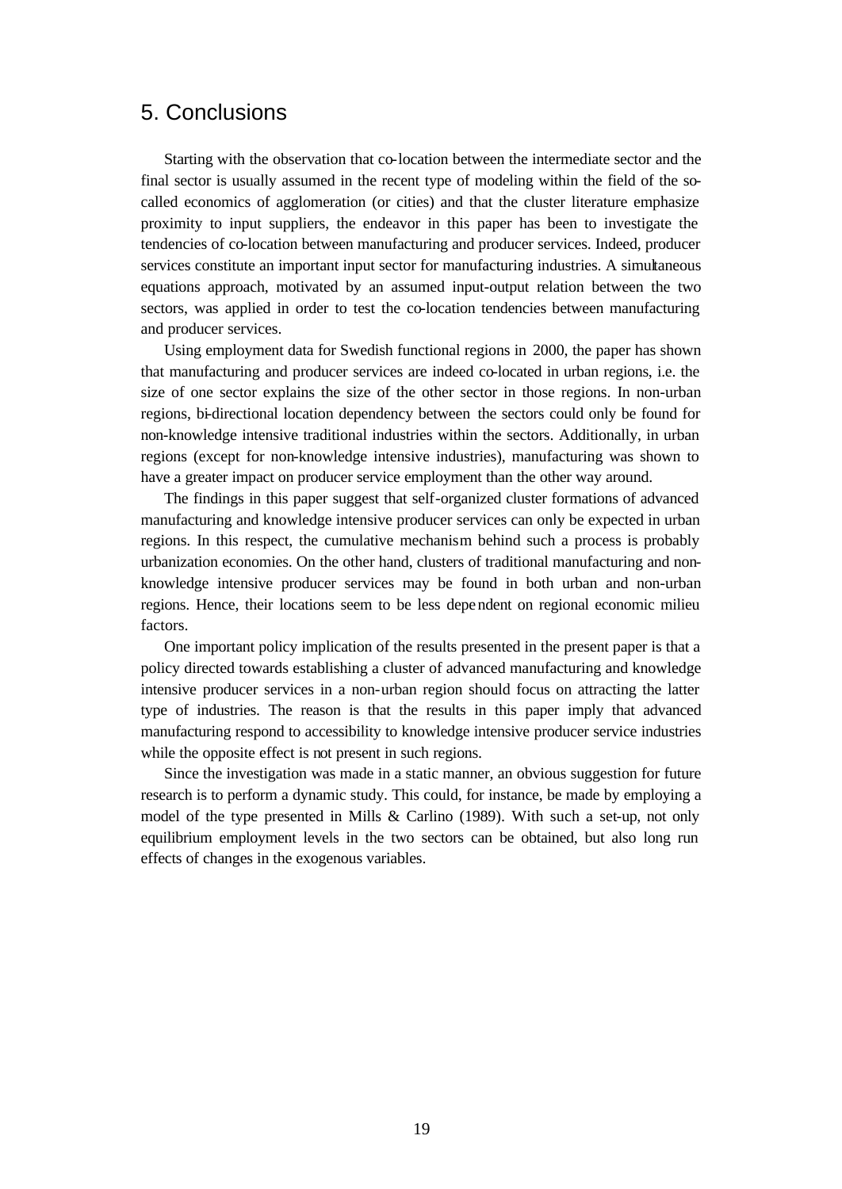## 5. Conclusions

Starting with the observation that co-location between the intermediate sector and the final sector is usually assumed in the recent type of modeling within the field of the so-called economics of agglomeration (or cities) and that the cluster literature emphasize proximity to input suppliers, the endeavor in this paper has been to investigate the tendencies of co-location between manufacturing and producer services. Indeed, producer services constitute an important input sector for manufacturing industries. A simultaneous equations approach, motivated by an assumed input-output relation between the two sectors, was applied in order to test the co-location tendencies between manufacturing and producer services.

Using employment data for Swedish functional regions in 2000, the paper has shown that manufacturing and producer services are indeed co-located in urban regions, i.e. the size of one sector explains the size of the other sector in those regions. In non-urban regions, bi-directional location dependency between the sectors could only be found for non-knowledge intensive traditional industries within the sectors. Additionally, in urban regions (except for non-knowledge intensive industries), manufacturing was shown to have a greater impact on producer service employment than the other way around.

The findings in this paper suggest that self-organized cluster formations of advanced manufacturing and knowledge intensive producer services can only be expected in urban regions. In this respect, the cumulative mechanism behind such a process is probably urbanization economies. On the other hand, clusters of traditional manufacturing and non-knowledge intensive producer services may be found in both urban and non-urban regions. Hence, their locations seem to be less dependent on regional economic milieu factors.

One important policy implication of the results presented in the present paper is that a policy directed towards establishing a cluster of advanced manufacturing and knowledge intensive producer services in a non-urban region should focus on attracting the latter type of industries. The reason is that the results in this paper imply that advanced manufacturing respond to accessibility to knowledge intensive producer service industries while the opposite effect is not present in such regions.

Since the investigation was made in a static manner, an obvious suggestion for future research is to perform a dynamic study. This could, for instance, be made by employing a model of the type presented in Mills & Carlino (1989). With such a set-up, not only equilibrium employment levels in the two sectors can be obtained, but also long run effects of changes in the exogenous variables.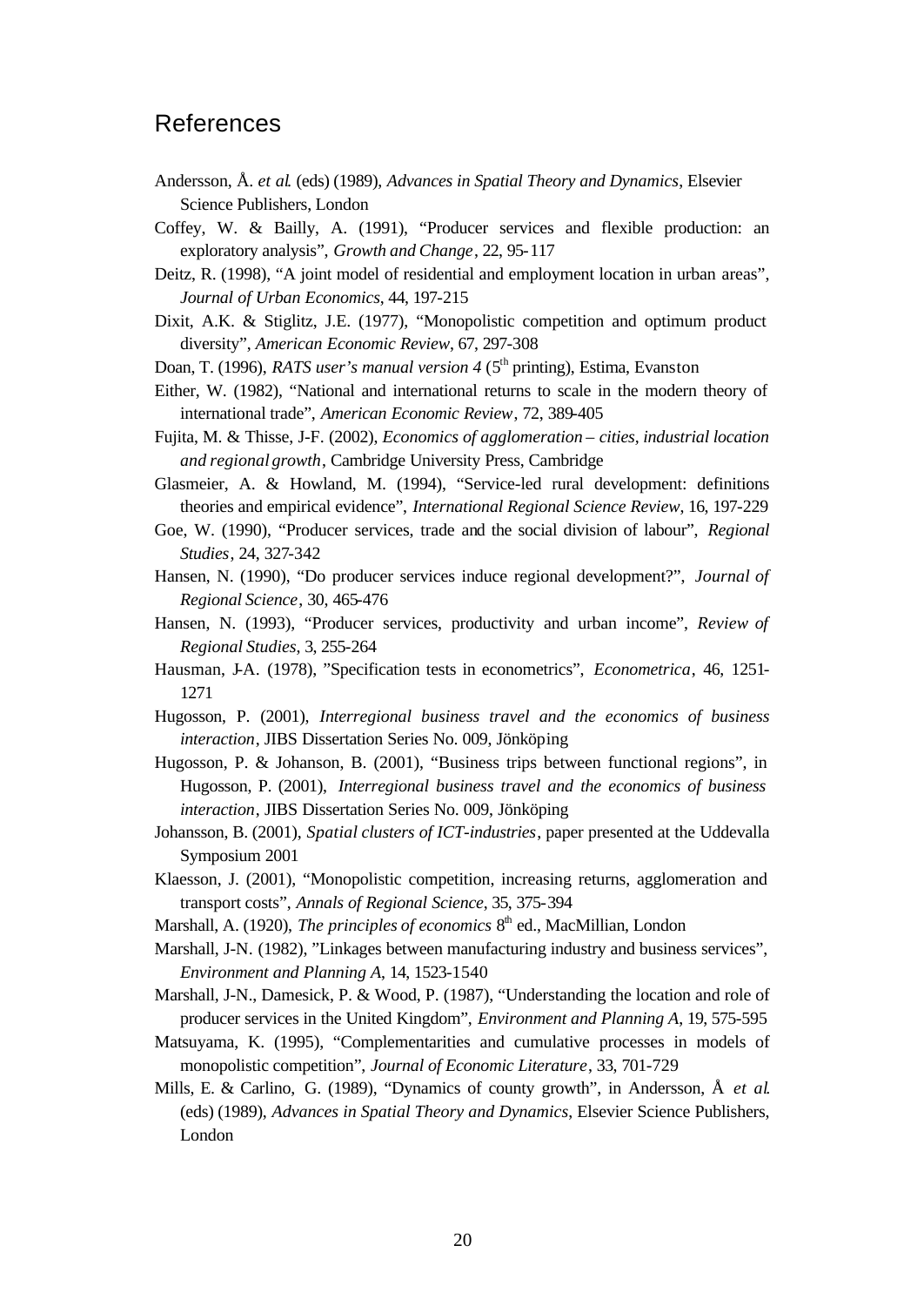## References

Andersson, Å. *et al*. (eds) (1989), *Advances in Spatial Theory and Dynamics*, Elsevier Science Publishers, London

Coffey, W. & Bailly, A. (1991), "Producer services and flexible production: an exploratory analysis", *Growth and Change*, 22, 95-117

Deitz, R. (1998), "A joint model of residential and employment location in urban areas", *Journal of Urban Economics*, 44, 197-215

Dixit, A.K. & Stiglitz, J.E. (1977), "Monopolistic competition and optimum product diversity", *American Economic Review*, 67, 297-308

Doan, T. (1996), *RATS user's manual version 4* (5th printing), Estima, Evanston

Either, W. (1982), "National and international returns to scale in the modern theory of international trade", *American Economic Review*, 72, 389-405

Fujita, M. & Thisse, J-F. (2002), *Economics of agglomeration – cities, industrial location and regional growth*, Cambridge University Press, Cambridge

Glasmeier, A. & Howland, M. (1994), "Service-led rural development: definitions theories and empirical evidence", *International Regional Science Review*, 16, 197-229

Goe, W. (1990), "Producer services, trade and the social division of labour", *Regional Studies*, 24, 327-342

Hansen, N. (1990), "Do producer services induce regional development?", *Journal of Regional Science*, 30, 465-476

Hansen, N. (1993), "Producer services, productivity and urban income", *Review of Regional Studies*, 3, 255-264

Hausman, J-A. (1978), "Specification tests in econometrics", *Econometrica*, 46, 1251-1271

Hugosson, P. (2001), *Interregional business travel and the economics of business interaction*, JIBS Dissertation Series No. 009, Jönköping

Hugosson, P. & Johanson, B. (2001), "Business trips between functional regions", in Hugosson, P. (2001), *Interregional business travel and the economics of business interaction*, JIBS Dissertation Series No. 009, Jönköping

Johansson, B. (2001), *Spatial clusters of ICT-industries*, paper presented at the Uddevalla Symposium 2001

Klaesson, J. (2001), "Monopolistic competition, increasing returns, agglomeration and transport costs", *Annals of Regional Science*, 35, 375-394

Marshall, A. (1920), *The principles of economics* 8th ed., MacMillian, London

Marshall, J-N. (1982), "Linkages between manufacturing industry and business services", *Environment and Planning A*, 14, 1523-1540

Marshall, J-N., Damesick, P. & Wood, P. (1987), "Understanding the location and role of producer services in the United Kingdom", *Environment and Planning A*, 19, 575-595

Matsuyama, K. (1995), "Complementarities and cumulative processes in models of monopolistic competition", *Journal of Economic Literature*, 33, 701-729

Mills, E. & Carlino, G. (1989), "Dynamics of county growth", in Andersson, Å *et al*. (eds) (1989), *Advances in Spatial Theory and Dynamics*, Elsevier Science Publishers, London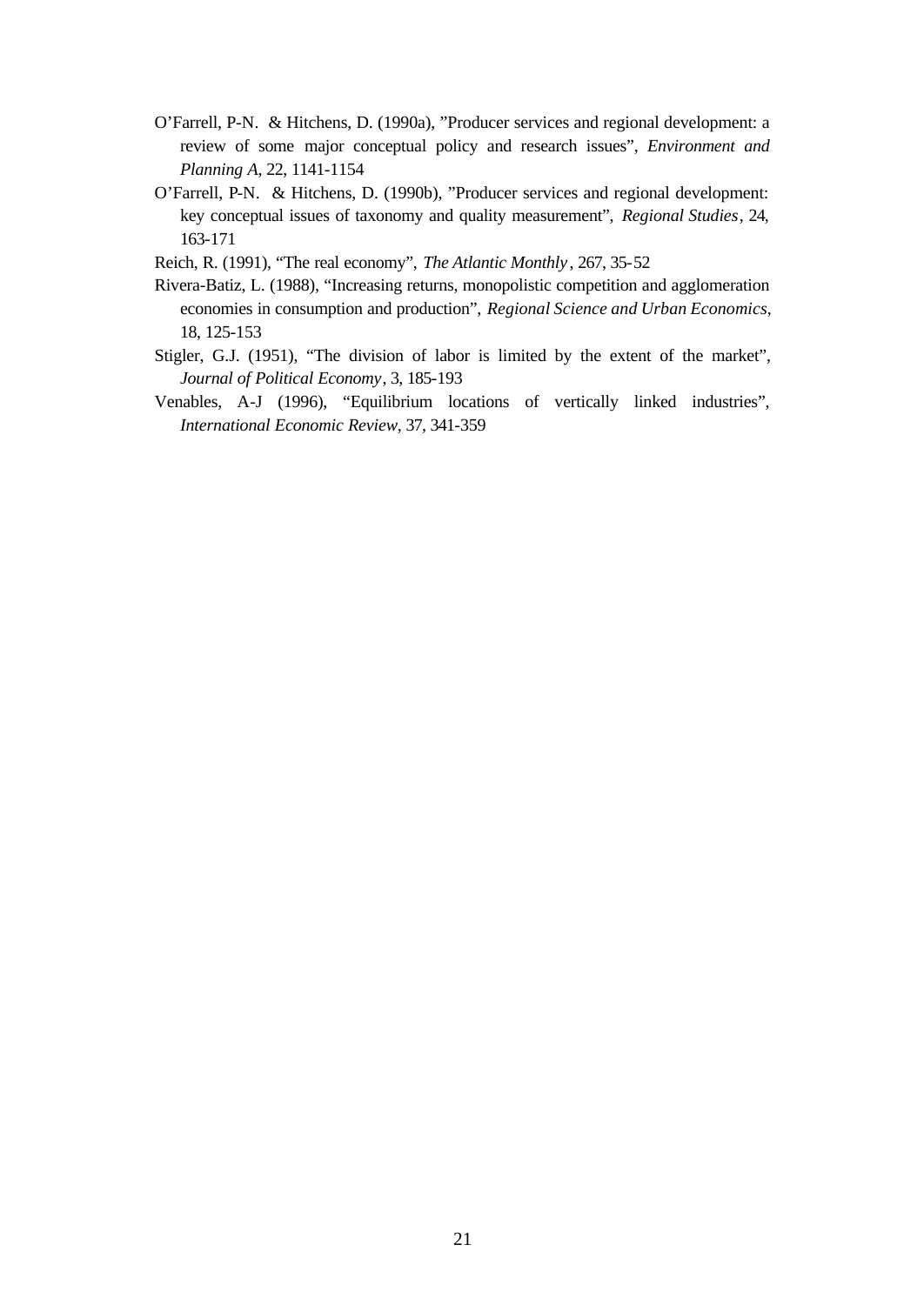O'Farrell, P-N. & Hitchens, D. (1990a), "Producer services and regional development: a review of some major conceptual policy and research issues", *Environment and Planning A*, 22, 1141-1154

O'Farrell, P-N. & Hitchens, D. (1990b), "Producer services and regional development: key conceptual issues of taxonomy and quality measurement", *Regional Studies*, 24, 163-171

Reich, R. (1991), "The real economy", *The Atlantic Monthly*, 267, 35-52

Rivera-Batiz, L. (1988), "Increasing returns, monopolistic competition and agglomeration economies in consumption and production", *Regional Science and Urban Economics*, 18, 125-153

Stigler, G.J. (1951), "The division of labor is limited by the extent of the market", *Journal of Political Economy*, 3, 185-193

Venables, A-J (1996), "Equilibrium locations of vertically linked industries", *International Economic Review*, 37, 341-359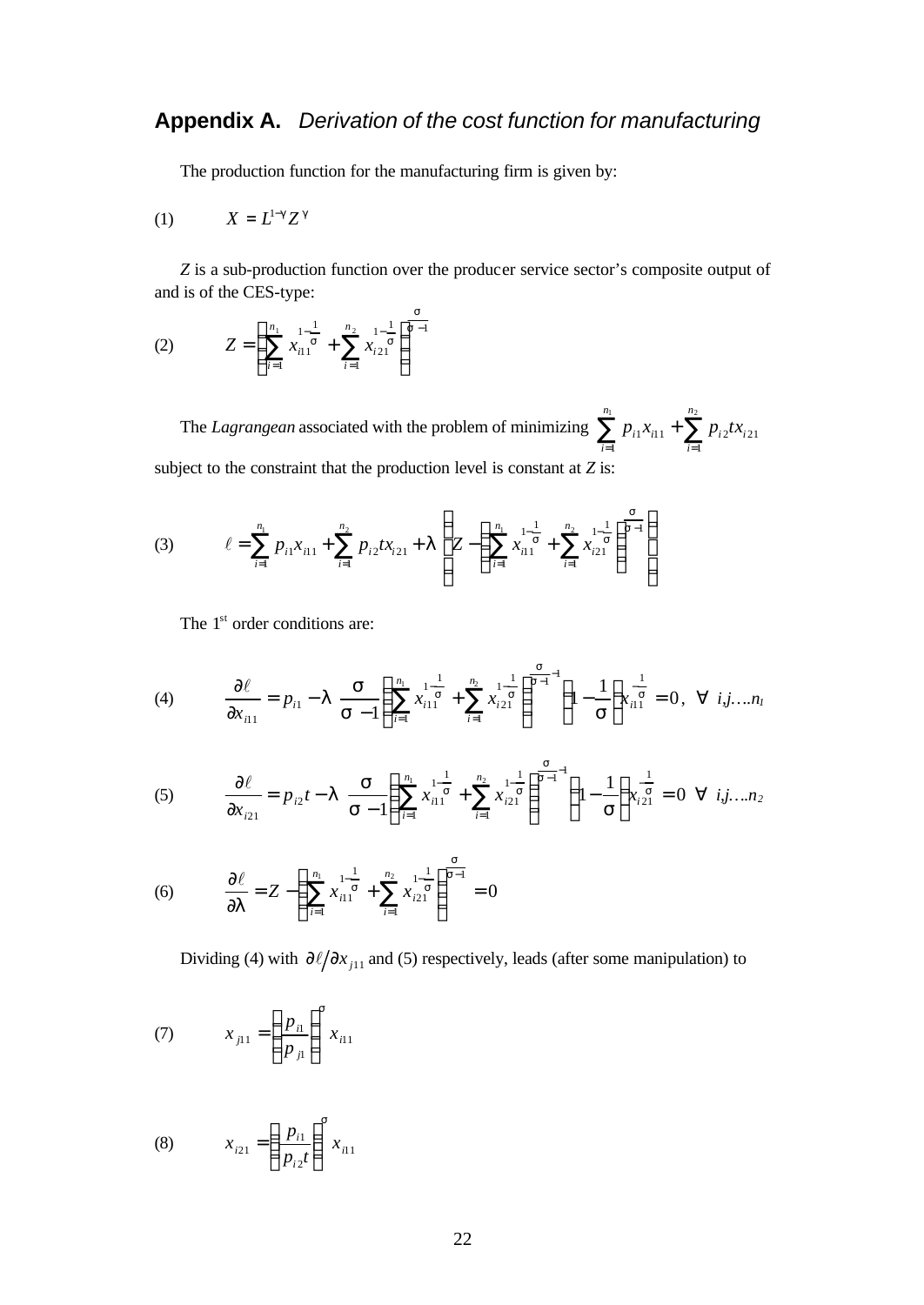## Appendix A. *Derivation of the cost function for manufacturing*

The production function for the manufacturing firm is given by:

$$X = L^{1-\gamma} Z^{\gamma} \tag{1}$$

*Z* is a sub-production function over the producer service sector's composite output of and is of the CES-type:

$$Z = \left( \sum_{i=1}^{n_1} x_{i11}^{1-\frac{1}{\sigma}} + \sum_{i=1}^{n_2} x_{i21}^{1-\frac{1}{\sigma}} \right)^{\frac{\sigma}{\sigma-1}} \tag{2}$$

The *Lagrangean* associated with the problem of minimizing $\sum_{i=1}^{n_1} p_{i1} x_{i11} + \sum_{i=1}^{n_2} p_{i2} t x_{i21}$ subject to the constraint that the production level is constant at *Z* is:

$$\ell = \sum_{i=1}^{n_1} p_{i1} x_{i11} + \sum_{i=1}^{n_2} p_{i2} t x_{i21} + \lambda \left( Z - \left( \sum_{i=1}^{n_1} x_{i11}^{1-\frac{1}{\sigma}} + \sum_{i=1}^{n_2} x_{i21}^{1-\frac{1}{\sigma}} \right)^{\frac{\sigma}{\sigma-1}} \right) \tag{3}$$

The 1st order conditions are:

$$\frac{\partial \ell}{\partial x_{i11}} = p_{i1} - \lambda \frac{\sigma}{\sigma-1} \left( \sum_{i=1}^{n_1} x_{i11}^{1-\frac{1}{\sigma}} + \sum_{i=1}^{n_2} x_{i21}^{1-\frac{1}{\sigma}} \right)^{\frac{\sigma}{\sigma-1}-1} \left(1 - \frac{1}{\sigma}\right) x_{i11}^{-\frac{1}{\sigma}} = 0, \ \forall \ i,j\ldots.n_1 \tag{4}$$

$$\frac{\partial \ell}{\partial x_{i21}} = p_{i2} t - \lambda \frac{\sigma}{\sigma-1} \left( \sum_{i=1}^{n_1} x_{i11}^{1-\frac{1}{\sigma}} + \sum_{i=1}^{n_2} x_{i21}^{1-\frac{1}{\sigma}} \right)^{\frac{\sigma}{\sigma-1}-1} \left(1 - \frac{1}{\sigma}\right) x_{i21}^{-\frac{1}{\sigma}} = 0 \ \forall \ i,j\ldots.n_2 \tag{5}$$

$$\frac{\partial \ell}{\partial \lambda} = Z - \left( \sum_{i=1}^{n_1} x_{i11}^{1-\frac{1}{\sigma}} + \sum_{i=1}^{n_2} x_{i21}^{1-\frac{1}{\sigma}} \right)^{\frac{\sigma}{\sigma-1}} = 0 \tag{6}$$

Dividing (4) with $\partial \ell / \partial x_{j11}$ and (5) respectively, leads (after some manipulation) to

$$x_{j11} = \left( \frac{p_{i1}}{p_{j1}} \right)^{\sigma} x_{i11} \tag{7}$$

$$x_{i21} = \left( \frac{p_{i1}}{p_{i2} t} \right)^{\sigma} x_{i11} \tag{8}$$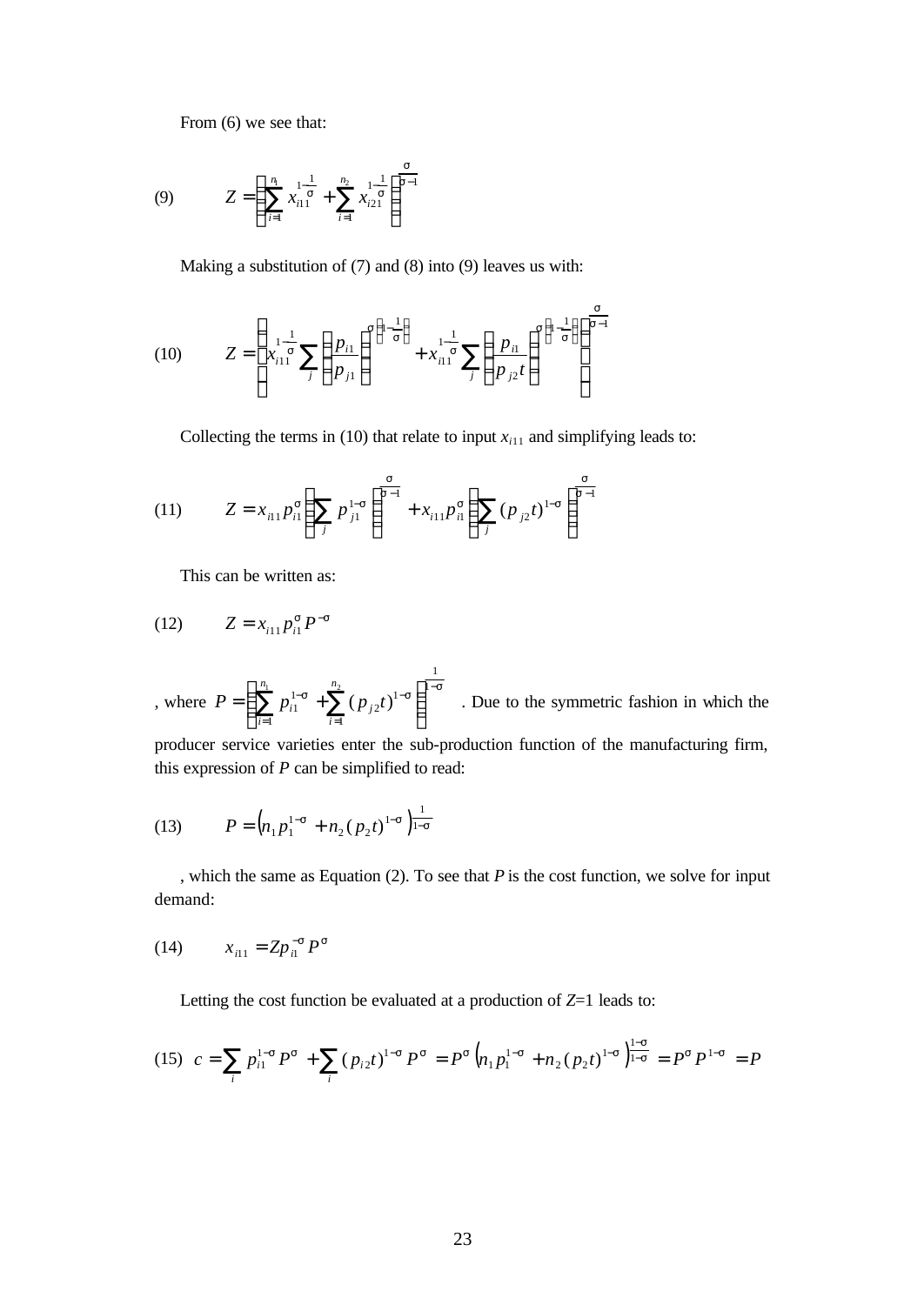From (6) we see that:

$$(9) \qquad Z = \left( \sum_{i=1}^{n_1} x_{i11}^{1-\frac{1}{\sigma}} + \sum_{i=1}^{n_2} x_{i21}^{1-\frac{1}{\sigma}} \right)^{\frac{\sigma}{\sigma-1}}$$

Making a substitution of (7) and (8) into (9) leaves us with:

$$(10) \qquad Z = \left( x_{i11}^{1-\frac{1}{\sigma}} \sum_j \left( \frac{p_{i1}}{p_{j1}} \right)^{\sigma\left(1-\frac{1}{\sigma}\right)} + x_{i11}^{1-\frac{1}{\sigma}} \sum_j \left( \frac{p_{i1}}{p_{j2}t} \right)^{\sigma\left(1-\frac{1}{\sigma}\right)} \right)^{\frac{\sigma}{\sigma-1}}$$

Collecting the terms in (10) that relate to input $x_{i11}$ and simplifying leads to:

$$(11) \qquad Z = x_{i11} p_{i1}^{\sigma} \left( \sum_j p_{j1}^{1-\sigma} \right)^{\frac{\sigma}{\sigma-1}} + x_{i11} p_{i1}^{\sigma} \left( \sum_j (p_{j2}t)^{1-\sigma} \right)^{\frac{\sigma}{\sigma-1}}$$

This can be written as:

$$(12) \qquad Z = x_{i11} p_{i1}^{\sigma} P^{-\sigma}$$

, where $P = \left( \sum_{i=1}^{n_1} p_{i1}^{1-\sigma} + \sum_{i=1}^{n_2} (p_{j2}t)^{1-\sigma} \right)^{\frac{1}{1-\sigma}}$ . Due to the symmetric fashion in which the producer service varieties enter the sub-production function of the manufacturing firm, this expression of $P$ can be simplified to read:

$$(13) \qquad P = \left( n_1 p_1^{1-\sigma} + n_2 (p_2 t)^{1-\sigma} \right)^{\frac{1}{1-\sigma}}$$

, which the same as Equation (2). To see that $P$ is the cost function, we solve for input demand:

$$(14) \qquad x_{i11} = Z p_{i1}^{-\sigma} P^{\sigma}$$

Letting the cost function be evaluated at a production of $Z$=1 leads to:

$$(15) \quad c = \sum_i p_{i1}^{1-\sigma} P^{\sigma} + \sum_i (p_{i2}t)^{1-\sigma} P^{\sigma} = P^{\sigma} \left( n_1 p_1^{1-\sigma} + n_2 (p_2 t)^{1-\sigma} \right)^{\frac{1-\sigma}{1-\sigma}} = P^{\sigma} P^{1-\sigma} = P$$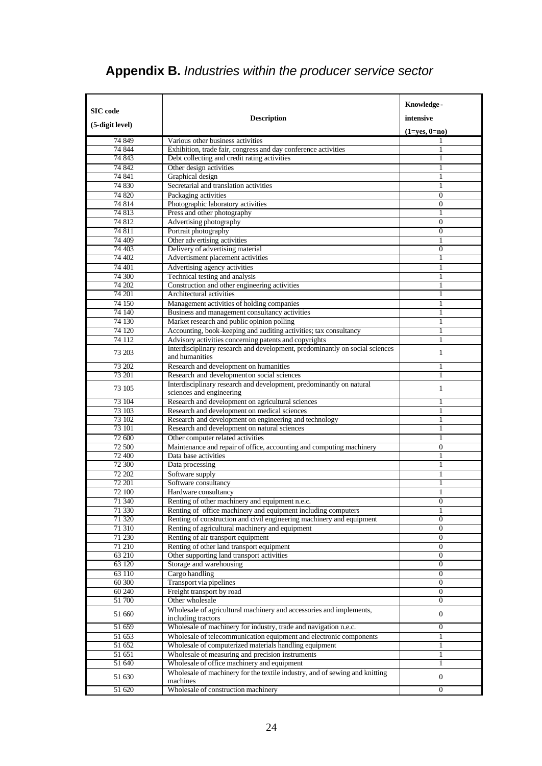# **Appendix B.** *Industries within the producer service sector*

| SIC code (5-digit level) | Description | Knowledge-intensive (1=yes, 0=no) |
|---|---|---|
| 74 849 | Various other business activities | 1 |
| 74 844 | Exhibition, trade fair, congress and day conference activities | 1 |
| 74 843 | Debt collecting and credit rating activities | 1 |
| 74 842 | Other design activities | 1 |
| 74 841 | Graphical design | 1 |
| 74 830 | Secretarial and translation activities | 1 |
| 74 820 | Packaging activities | 0 |
| 74 814 | Photographic laboratory activities | 0 |
| 74 813 | Press and other photography | 1 |
| 74 812 | Advertising photography | 0 |
| 74 811 | Portrait photography | 0 |
| 74 409 | Other adv ertising activities | 1 |
| 74 403 | Delivery of advertising material | 0 |
| 74 402 | Advertisment placement activities | 1 |
| 74 401 | Advertising agency activities | 1 |
| 74 300 | Technical testing and analysis | 1 |
| 74 202 | Construction and other engineering activities | 1 |
| 74 201 | Architectural activities | 1 |
| 74 150 | Management activities of holding companies | 1 |
| 74 140 | Business and management consultancy activities | 1 |
| 74 130 | Market research and public opinion polling | 1 |
| 74 120 | Accounting, book-keeping and auditing activities; tax consultancy | 1 |
| 74 112 | Advisory activities concerning patents and copyrights | 1 |
| 73 203 | Interdisciplinary research and development, predominantly on social sciences and humanities | 1 |
| 73 202 | Research and development on humanities | 1 |
| 73 201 | Research and development on social sciences | 1 |
| 73 105 | Interdisciplinary research and development, predominantly on natural sciences and engineering | 1 |
| 73 104 | Research and development on agricultural sciences | 1 |
| 73 103 | Research and development on medical sciences | 1 |
| 73 102 | Research and development on engineering and technology | 1 |
| 73 101 | Research and development on natural sciences | 1 |
| 72 600 | Other computer related activities | 1 |
| 72 500 | Maintenance and repair of office, accounting and computing machinery | 0 |
| 72 400 | Data base activities | 1 |
| 72 300 | Data processing | 1 |
| 72 202 | Software supply | 1 |
| 72 201 | Software consultancy | 1 |
| 72 100 | Hardware consultancy | 1 |
| 71 340 | Renting of other machinery and equipment n.e.c. | 0 |
| 71 330 | Renting of office machinery and equipment including computers | 1 |
| 71 320 | Renting of construction and civil engineering machinery and equipment | 0 |
| 71 310 | Renting of agricultural machinery and equipment | 0 |
| 71 230 | Renting of air transport equipment | 0 |
| 71 210 | Renting of other land transport equipment | 0 |
| 63 210 | Other supporting land transport activities | 0 |
| 63 120 | Storage and warehousing | 0 |
| 63 110 | Cargo handling | 0 |
| 60 300 | Transport via pipelines | 0 |
| 60 240 | Freight transport by road | 0 |
| 51 700 | Other wholesale | 0 |
| 51 660 | Wholesale of agricultural machinery and accessories and implements, including tractors | 0 |
| 51 659 | Wholesale of machinery for industry, trade and navigation n.e.c. | 0 |
| 51 653 | Wholesale of telecommunication equipment and electronic components | 1 |
| 51 652 | Wholesale of computerized materials handling equipment | 1 |
| 51 651 | Wholesale of measuring and precision instruments | 1 |
| 51 640 | Wholesale of office machinery and equipment | 1 |
| 51 630 | Wholesale of machinery for the textile industry, and of sewing and knitting machines | 0 |
| 51 620 | Wholesale of construction machinery | 0 |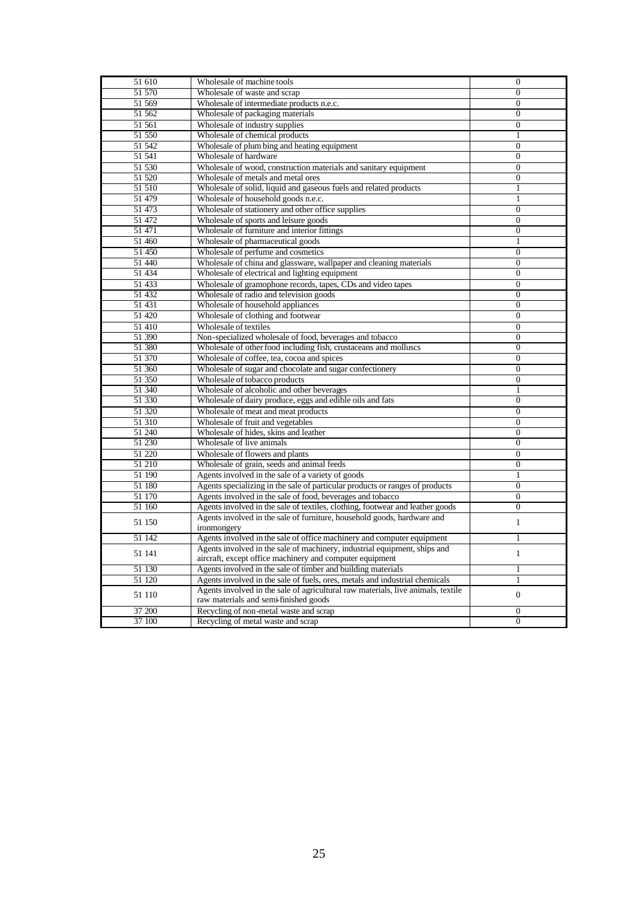| | | |
|---|---|---|
| 51 610 | Wholesale of machine tools | 0 |
| 51 570 | Wholesale of waste and scrap | 0 |
| 51 569 | Wholesale of intermediate products n.e.c. | 0 |
| 51 562 | Wholesale of packaging materials | 0 |
| 51 561 | Wholesale of industry supplies | 0 |
| 51 550 | Wholesale of chemical products | 1 |
| 51 542 | Wholesale of plum bing and heating equipment | 0 |
| 51 541 | Wholesale of hardware | 0 |
| 51 530 | Wholesale of wood, construction materials and sanitary equipment | 0 |
| 51 520 | Wholesale of metals and metal ores | 0 |
| 51 510 | Wholesale of solid, liquid and gaseous fuels and related products | 1 |
| 51 479 | Wholesale of household goods n.e.c. | 1 |
| 51 473 | Wholesale of stationery and other office supplies | 0 |
| 51 472 | Wholesale of sports and leisure goods | 0 |
| 51 471 | Wholesale of furniture and interior fittings | 0 |
| 51 460 | Wholesale of pharmaceutical goods | 1 |
| 51 450 | Wholesale of perfume and cosmetics | 0 |
| 51 440 | Wholesale of china and glassware, wallpaper and cleaning materials | 0 |
| 51 434 | Wholesale of electrical and lighting equipment | 0 |
| 51 433 | Wholesale of gramophone records, tapes, CDs and video tapes | 0 |
| 51 432 | Wholesale of radio and television goods | 0 |
| 51 431 | Wholesale of household appliances | 0 |
| 51 420 | Wholesale of clothing and footwear | 0 |
| 51 410 | Wholesale of textiles | 0 |
| 51 390 | Non-specialized wholesale of food, beverages and tobacco | 0 |
| 51 380 | Wholesale of other food including fish, crustaceans and molluscs | 0 |
| 51 370 | Wholesale of coffee, tea, cocoa and spices | 0 |
| 51 360 | Wholesale of sugar and chocolate and sugar confectionery | 0 |
| 51 350 | Wholesale of tobacco products | 0 |
| 51 340 | Wholesale of alcoholic and other beverages | 1 |
| 51 330 | Wholesale of dairy produce, eggs and edible oils and fats | 0 |
| 51 320 | Wholesale of meat and meat products | 0 |
| 51 310 | Wholesale of fruit and vegetables | 0 |
| 51 240 | Wholesale of hides, skins and leather | 0 |
| 51 230 | Wholesale of live animals | 0 |
| 51 220 | Wholesale of flowers and plants | 0 |
| 51 210 | Wholesale of grain, seeds and animal feeds | 0 |
| 51 190 | Agents involved in the sale of a variety of goods | 1 |
| 51 180 | Agents specializing in the sale of particular products or ranges of products | 0 |
| 51 170 | Agents involved in the sale of food, beverages and tobacco | 0 |
| 51 160 | Agents involved in the sale of textiles, clothing, footwear and leather goods | 0 |
| 51 150 | Agents involved in the sale of furniture, household goods, hardware and ironmongery | 1 |
| 51 142 | Agents involved in the sale of office machinery and computer equipment | 1 |
| 51 141 | Agents involved in the sale of machinery, industrial equipment, ships and aircraft, except office machinery and computer equipment | 1 |
| 51 130 | Agents involved in the sale of timber and building materials | 1 |
| 51 120 | Agents involved in the sale of fuels, ores, metals and industrial chemicals | 1 |
| 51 110 | Agents involved in the sale of agricultural raw materials, live animals, textile raw materials and semi-finished goods | 0 |
| 37 200 | Recycling of non-metal waste and scrap | 0 |
| 37 100 | Recycling of metal waste and scrap | 0 |